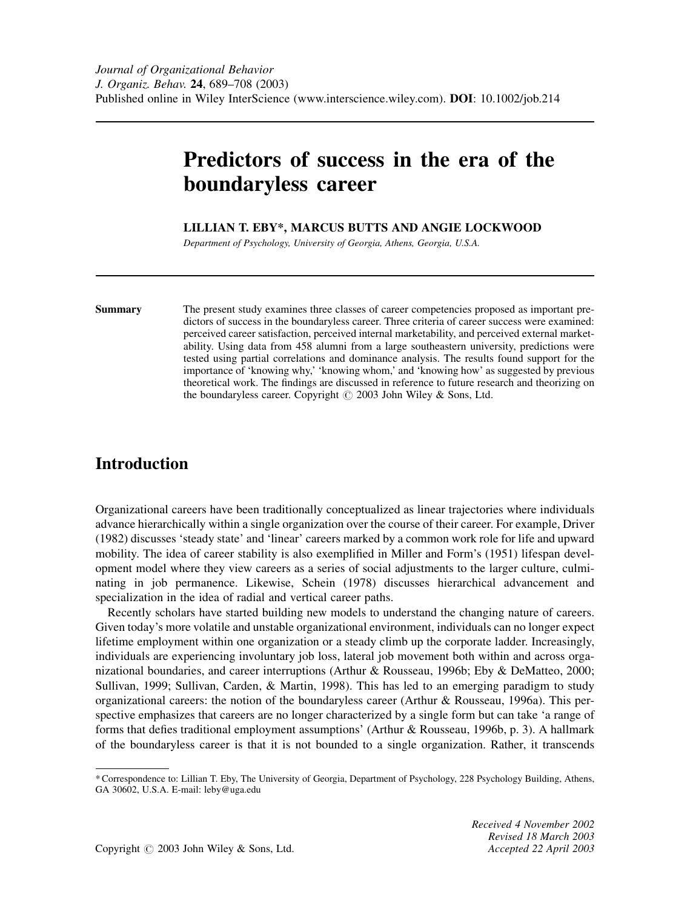# Predictors of success in the era of the boundaryless career

**LILLIAN T. EBY\*, MARCUS BUTTS AND ANGIE LOCKWOOD**

*Department of Psychology, University of Georgia, Athens, Georgia, U.S.A.*

**Summary** The present study examines three classes of career competencies proposed as important predictors of success in the boundaryless career. Three criteria of career success were examined: perceived career satisfaction, perceived internal marketability, and perceived external marketability. Using data from 458 alumni from a large southeastern university, predictions were tested using partial correlations and dominance analysis. The results found support for the importance of 'knowing why,' 'knowing whom,' and 'knowing how' as suggested by previous theoretical work. The findings are discussed in reference to future research and theorizing on the boundaryless career. Copyright © 2003 John Wiley & Sons, Ltd.

## Introduction

Organizational careers have been traditionally conceptualized as linear trajectories where individuals advance hierarchically within a single organization over the course of their career. For example, Driver (1982) discusses 'steady state' and 'linear' careers marked by a common work role for life and upward mobility. The idea of career stability is also exemplified in Miller and Form's (1951) lifespan development model where they view careers as a series of social adjustments to the larger culture, culminating in job permanence. Likewise, Schein (1978) discusses hierarchical advancement and specialization in the idea of radial and vertical career paths.

Recently scholars have started building new models to understand the changing nature of careers. Given today's more volatile and unstable organizational environment, individuals can no longer expect lifetime employment within one organization or a steady climb up the corporate ladder. Increasingly, individuals are experiencing involuntary job loss, lateral job movement both within and across organizational boundaries, and career interruptions (Arthur & Rousseau, 1996b; Eby & DeMatteo, 2000; Sullivan, 1999; Sullivan, Carden, & Martin, 1998). This has led to an emerging paradigm to study organizational careers: the notion of the boundaryless career (Arthur & Rousseau, 1996a). This perspective emphasizes that careers are no longer characterized by a single form but can take 'a range of forms that defies traditional employment assumptions' (Arthur & Rousseau, 1996b, p. 3). A hallmark of the boundaryless career is that it is not bounded to a single organization. Rather, it transcends

\* Correspondence to: Lillian T. Eby, The University of Georgia, Department of Psychology, 228 Psychology Building, Athens, GA 30602, U.S.A. E-mail: leby@uga.edu

*Received 4 November 2002*
*Revised 18 March 2003*
*Accepted 22 April 2003*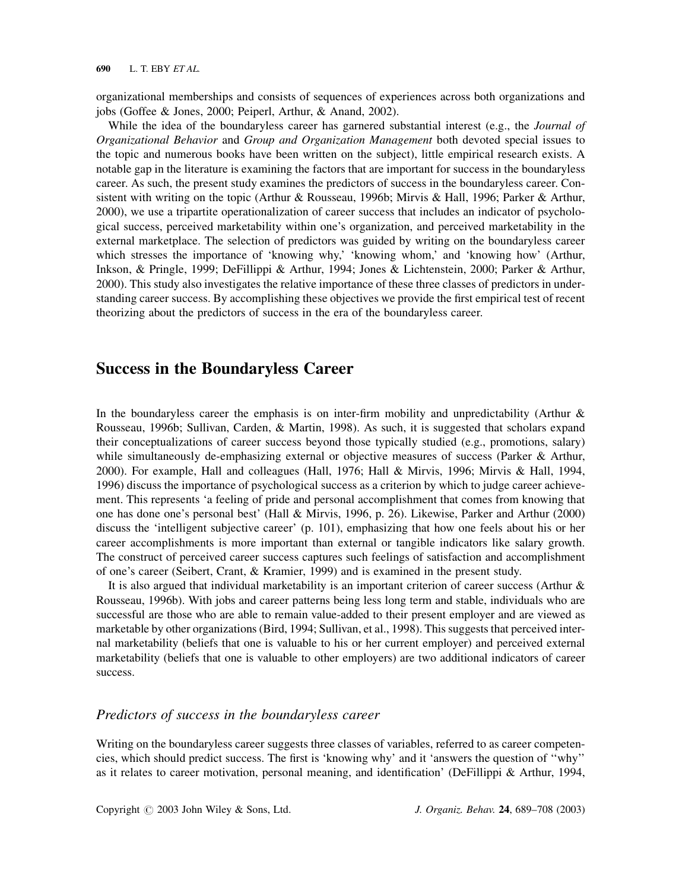organizational memberships and consists of sequences of experiences across both organizations and jobs (Goffee & Jones, 2000; Peiperl, Arthur, & Anand, 2002).

While the idea of the boundaryless career has garnered substantial interest (e.g., the *Journal of Organizational Behavior* and *Group and Organization Management* both devoted special issues to the topic and numerous books have been written on the subject), little empirical research exists. A notable gap in the literature is examining the factors that are important for success in the boundaryless career. As such, the present study examines the predictors of success in the boundaryless career. Consistent with writing on the topic (Arthur & Rousseau, 1996b; Mirvis & Hall, 1996; Parker & Arthur, 2000), we use a tripartite operationalization of career success that includes an indicator of psychological success, perceived marketability within one's organization, and perceived marketability in the external marketplace. The selection of predictors was guided by writing on the boundaryless career which stresses the importance of 'knowing why,' 'knowing whom,' and 'knowing how' (Arthur, Inkson, & Pringle, 1999; DeFillippi & Arthur, 1994; Jones & Lichtenstein, 2000; Parker & Arthur, 2000). This study also investigates the relative importance of these three classes of predictors in understanding career success. By accomplishing these objectives we provide the first empirical test of recent theorizing about the predictors of success in the era of the boundaryless career.

## Success in the Boundaryless Career

In the boundaryless career the emphasis is on inter-firm mobility and unpredictability (Arthur & Rousseau, 1996b; Sullivan, Carden, & Martin, 1998). As such, it is suggested that scholars expand their conceptualizations of career success beyond those typically studied (e.g., promotions, salary) while simultaneously de-emphasizing external or objective measures of success (Parker & Arthur, 2000). For example, Hall and colleagues (Hall, 1976; Hall & Mirvis, 1996; Mirvis & Hall, 1994, 1996) discuss the importance of psychological success as a criterion by which to judge career achievement. This represents 'a feeling of pride and personal accomplishment that comes from knowing that one has done one's personal best' (Hall & Mirvis, 1996, p. 26). Likewise, Parker and Arthur (2000) discuss the 'intelligent subjective career' (p. 101), emphasizing that how one feels about his or her career accomplishments is more important than external or tangible indicators like salary growth. The construct of perceived career success captures such feelings of satisfaction and accomplishment of one's career (Seibert, Crant, & Kramier, 1999) and is examined in the present study.

It is also argued that individual marketability is an important criterion of career success (Arthur & Rousseau, 1996b). With jobs and career patterns being less long term and stable, individuals who are successful are those who are able to remain value-added to their present employer and are viewed as marketable by other organizations (Bird, 1994; Sullivan, et al., 1998). This suggests that perceived internal marketability (beliefs that one is valuable to his or her current employer) and perceived external marketability (beliefs that one is valuable to other employers) are two additional indicators of career success.

### *Predictors of success in the boundaryless career*

Writing on the boundaryless career suggests three classes of variables, referred to as career competencies, which should predict success. The first is 'knowing why' and it 'answers the question of "why" as it relates to career motivation, personal meaning, and identification' (DeFillippi & Arthur, 1994,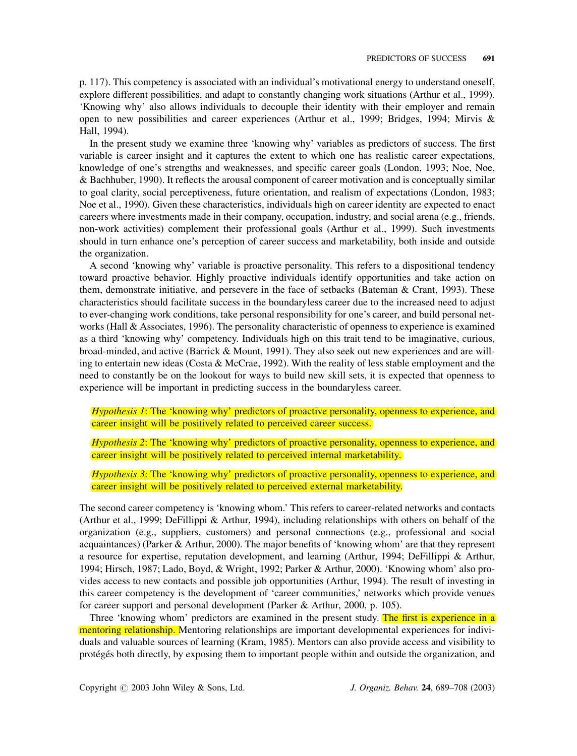p. 117). This competency is associated with an individual's motivational energy to understand oneself, explore different possibilities, and adapt to constantly changing work situations (Arthur et al., 1999). 'Knowing why' also allows individuals to decouple their identity with their employer and remain open to new possibilities and career experiences (Arthur et al., 1999; Bridges, 1994; Mirvis & Hall, 1994).

In the present study we examine three 'knowing why' variables as predictors of success. The first variable is career insight and it captures the extent to which one has realistic career expectations, knowledge of one's strengths and weaknesses, and specific career goals (London, 1993; Noe, Noe, & Bachhuber, 1990). It reflects the arousal component of career motivation and is conceptually similar to goal clarity, social perceptiveness, future orientation, and realism of expectations (London, 1983; Noe et al., 1990). Given these characteristics, individuals high on career identity are expected to enact careers where investments made in their company, occupation, industry, and social arena (e.g., friends, non-work activities) complement their professional goals (Arthur et al., 1999). Such investments should in turn enhance one's perception of career success and marketability, both inside and outside the organization.

A second 'knowing why' variable is proactive personality. This refers to a dispositional tendency toward proactive behavior. Highly proactive individuals identify opportunities and take action on them, demonstrate initiative, and persevere in the face of setbacks (Bateman & Crant, 1993). These characteristics should facilitate success in the boundaryless career due to the increased need to adjust to ever-changing work conditions, take personal responsibility for one's career, and build personal networks (Hall & Associates, 1996). The personality characteristic of openness to experience is examined as a third 'knowing why' competency. Individuals high on this trait tend to be imaginative, curious, broad-minded, and active (Barrick & Mount, 1991). They also seek out new experiences and are willing to entertain new ideas (Costa & McCrae, 1992). With the reality of less stable employment and the need to constantly be on the lookout for ways to build new skill sets, it is expected that openness to experience will be important in predicting success in the boundaryless career.

*Hypothesis 1*: The 'knowing why' predictors of proactive personality, openness to experience, and career insight will be positively related to perceived career success.

*Hypothesis 2*: The 'knowing why' predictors of proactive personality, openness to experience, and career insight will be positively related to perceived internal marketability.

*Hypothesis 3*: The 'knowing why' predictors of proactive personality, openness to experience, and career insight will be positively related to perceived external marketability.

The second career competency is 'knowing whom.' This refers to career-related networks and contacts (Arthur et al., 1999; DeFillippi & Arthur, 1994), including relationships with others on behalf of the organization (e.g., suppliers, customers) and personal connections (e.g., professional and social acquaintances) (Parker & Arthur, 2000). The major benefits of 'knowing whom' are that they represent a resource for expertise, reputation development, and learning (Arthur, 1994; DeFillippi & Arthur, 1994; Hirsch, 1987; Lado, Boyd, & Wright, 1992; Parker & Arthur, 2000). 'Knowing whom' also provides access to new contacts and possible job opportunities (Arthur, 1994). The result of investing in this career competency is the development of 'career communities,' networks which provide venues for career support and personal development (Parker & Arthur, 2000, p. 105).

Three 'knowing whom' predictors are examined in the present study. The first is experience in a mentoring relationship. Mentoring relationships are important developmental experiences for individuals and valuable sources of learning (Kram, 1985). Mentors can also provide access and visibility to protégés both directly, by exposing them to important people within and outside the organization, and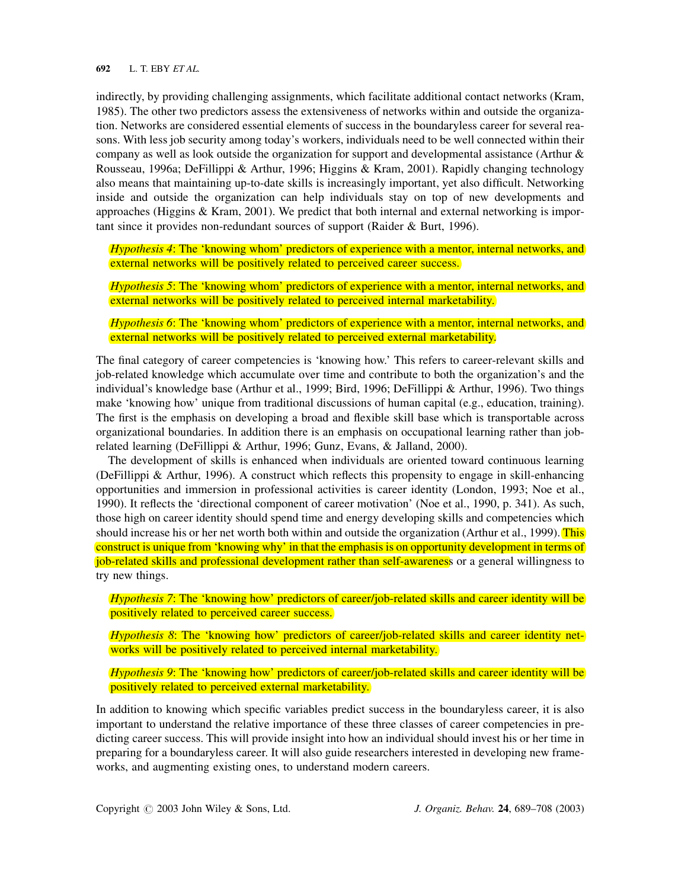indirectly, by providing challenging assignments, which facilitate additional contact networks (Kram, 1985). The other two predictors assess the extensiveness of networks within and outside the organization. Networks are considered essential elements of success in the boundaryless career for several reasons. With less job security among today's workers, individuals need to be well connected within their company as well as look outside the organization for support and developmental assistance (Arthur & Rousseau, 1996a; DeFillippi & Arthur, 1996; Higgins & Kram, 2001). Rapidly changing technology also means that maintaining up-to-date skills is increasingly important, yet also difficult. Networking inside and outside the organization can help individuals stay on top of new developments and approaches (Higgins & Kram, 2001). We predict that both internal and external networking is important since it provides non-redundant sources of support (Raider & Burt, 1996).

> *Hypothesis 4*: The 'knowing whom' predictors of experience with a mentor, internal networks, and external networks will be positively related to perceived career success.

> *Hypothesis 5*: The 'knowing whom' predictors of experience with a mentor, internal networks, and external networks will be positively related to perceived internal marketability.

> *Hypothesis 6*: The 'knowing whom' predictors of experience with a mentor, internal networks, and external networks will be positively related to perceived external marketability.

The final category of career competencies is 'knowing how.' This refers to career-relevant skills and job-related knowledge which accumulate over time and contribute to both the organization's and the individual's knowledge base (Arthur et al., 1999; Bird, 1996; DeFillippi & Arthur, 1996). Two things make 'knowing how' unique from traditional discussions of human capital (e.g., education, training). The first is the emphasis on developing a broad and flexible skill base which is transportable across organizational boundaries. In addition there is an emphasis on occupational learning rather than job-related learning (DeFillippi & Arthur, 1996; Gunz, Evans, & Jalland, 2000).

The development of skills is enhanced when individuals are oriented toward continuous learning (DeFillippi & Arthur, 1996). A construct which reflects this propensity to engage in skill-enhancing opportunities and immersion in professional activities is career identity (London, 1993; Noe et al., 1990). It reflects the 'directional component of career motivation' (Noe et al., 1990, p. 341). As such, those high on career identity should spend time and energy developing skills and competencies which should increase his or her net worth both within and outside the organization (Arthur et al., 1999). This construct is unique from 'knowing why' in that the emphasis is on opportunity development in terms of job-related skills and professional development rather than self-awareness or a general willingness to try new things.

> *Hypothesis 7*: The 'knowing how' predictors of career/job-related skills and career identity will be positively related to perceived career success.

> *Hypothesis 8*: The 'knowing how' predictors of career/job-related skills and career identity networks will be positively related to perceived internal marketability.

> *Hypothesis 9*: The 'knowing how' predictors of career/job-related skills and career identity will be positively related to perceived external marketability.

In addition to knowing which specific variables predict success in the boundaryless career, it is also important to understand the relative importance of these three classes of career competencies in predicting career success. This will provide insight into how an individual should invest his or her time in preparing for a boundaryless career. It will also guide researchers interested in developing new frameworks, and augmenting existing ones, to understand modern careers.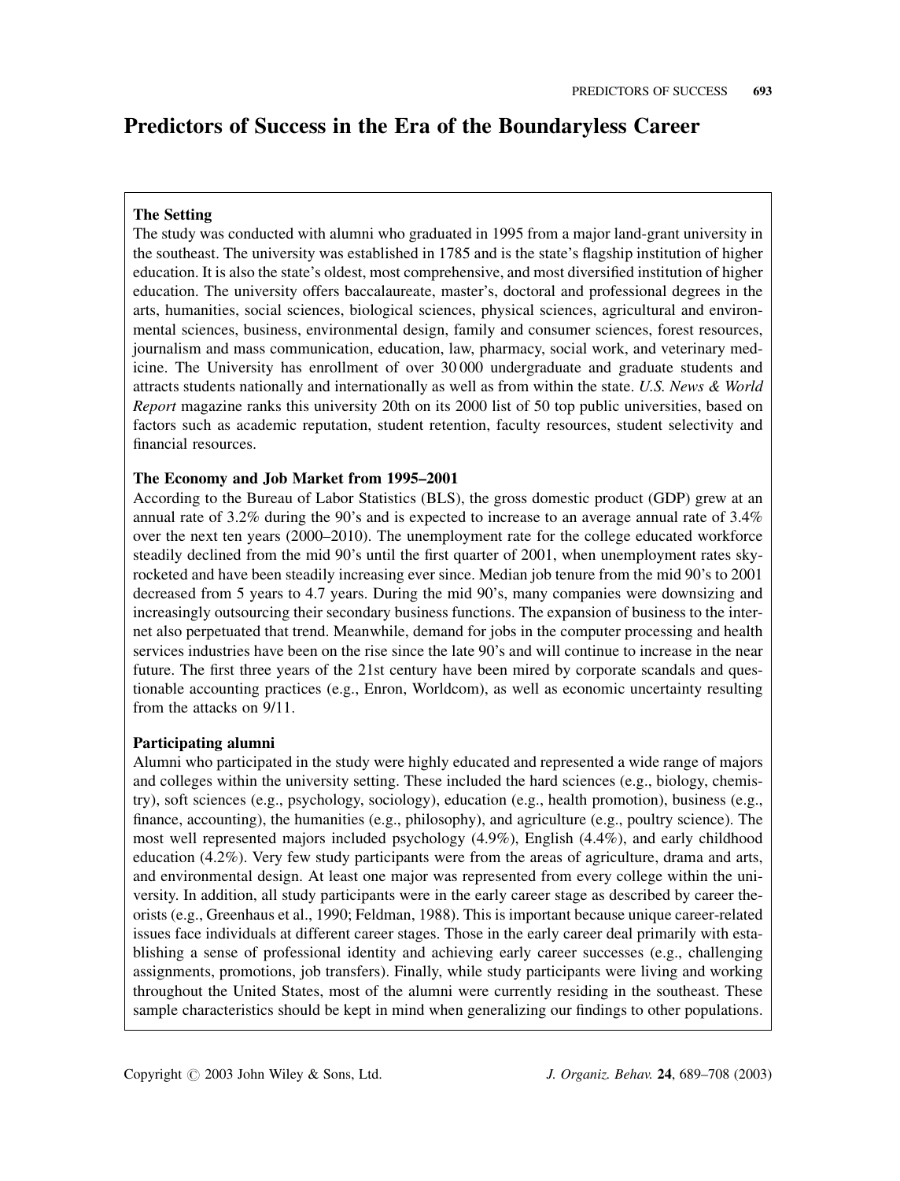# Predictors of Success in the Era of the Boundaryless Career

### The Setting

The study was conducted with alumni who graduated in 1995 from a major land-grant university in the southeast. The university was established in 1785 and is the state's flagship institution of higher education. It is also the state's oldest, most comprehensive, and most diversified institution of higher education. The university offers baccalaureate, master's, doctoral and professional degrees in the arts, humanities, social sciences, biological sciences, physical sciences, agricultural and environmental sciences, business, environmental design, family and consumer sciences, forest resources, journalism and mass communication, education, law, pharmacy, social work, and veterinary medicine. The University has enrollment of over 30 000 undergraduate and graduate students and attracts students nationally and internationally as well as from within the state. *U.S. News & World Report* magazine ranks this university 20th on its 2000 list of 50 top public universities, based on factors such as academic reputation, student retention, faculty resources, student selectivity and financial resources.

### The Economy and Job Market from 1995–2001

According to the Bureau of Labor Statistics (BLS), the gross domestic product (GDP) grew at an annual rate of 3.2% during the 90's and is expected to increase to an average annual rate of 3.4% over the next ten years (2000–2010). The unemployment rate for the college educated workforce steadily declined from the mid 90's until the first quarter of 2001, when unemployment rates skyrocketed and have been steadily increasing ever since. Median job tenure from the mid 90's to 2001 decreased from 5 years to 4.7 years. During the mid 90's, many companies were downsizing and increasingly outsourcing their secondary business functions. The expansion of business to the internet also perpetuated that trend. Meanwhile, demand for jobs in the computer processing and health services industries have been on the rise since the late 90's and will continue to increase in the near future. The first three years of the 21st century have been mired by corporate scandals and questionable accounting practices (e.g., Enron, Worldcom), as well as economic uncertainty resulting from the attacks on 9/11.

### Participating alumni

Alumni who participated in the study were highly educated and represented a wide range of majors and colleges within the university setting. These included the hard sciences (e.g., biology, chemistry), soft sciences (e.g., psychology, sociology), education (e.g., health promotion), business (e.g., finance, accounting), the humanities (e.g., philosophy), and agriculture (e.g., poultry science). The most well represented majors included psychology (4.9%), English (4.4%), and early childhood education (4.2%). Very few study participants were from the areas of agriculture, drama and arts, and environmental design. At least one major was represented from every college within the university. In addition, all study participants were in the early career stage as described by career theorists (e.g., Greenhaus et al., 1990; Feldman, 1988). This is important because unique career-related issues face individuals at different career stages. Those in the early career deal primarily with establishing a sense of professional identity and achieving early career successes (e.g., challenging assignments, promotions, job transfers). Finally, while study participants were living and working throughout the United States, most of the alumni were currently residing in the southeast. These sample characteristics should be kept in mind when generalizing our findings to other populations.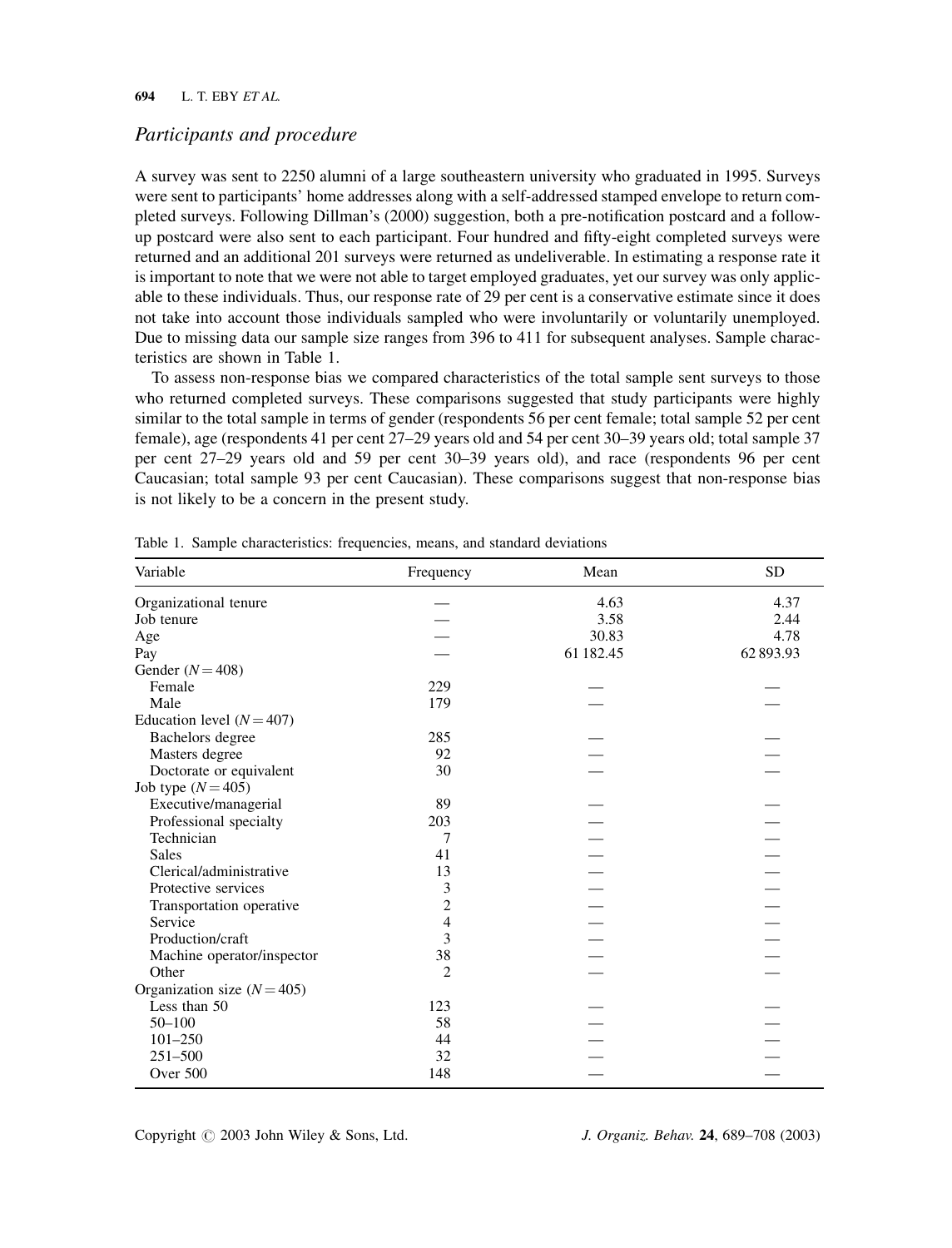## Participants and procedure

A survey was sent to 2250 alumni of a large southeastern university who graduated in 1995. Surveys were sent to participants' home addresses along with a self-addressed stamped envelope to return completed surveys. Following Dillman's (2000) suggestion, both a pre-notification postcard and a follow-up postcard were also sent to each participant. Four hundred and fifty-eight completed surveys were returned and an additional 201 surveys were returned as undeliverable. In estimating a response rate it is important to note that we were not able to target employed graduates, yet our survey was only applicable to these individuals. Thus, our response rate of 29 per cent is a conservative estimate since it does not take into account those individuals sampled who were involuntarily or voluntarily unemployed. Due to missing data our sample size ranges from 396 to 411 for subsequent analyses. Sample characteristics are shown in Table 1.

To assess non-response bias we compared characteristics of the total sample sent surveys to those who returned completed surveys. These comparisons suggested that study participants were highly similar to the total sample in terms of gender (respondents 56 per cent female; total sample 52 per cent female), age (respondents 41 per cent 27–29 years old and 54 per cent 30–39 years old; total sample 37 per cent 27–29 years old and 59 per cent 30–39 years old), and race (respondents 96 per cent Caucasian; total sample 93 per cent Caucasian). These comparisons suggest that non-response bias is not likely to be a concern in the present study.

Table 1. Sample characteristics: frequencies, means, and standard deviations

| Variable | Frequency | Mean | SD |
|---|---|---|---|
| Organizational tenure | — | 4.63 | 4.37 |
| Job tenure | — | 3.58 | 2.44 |
| Age | — | 30.83 | 4.78 |
| Pay | — | 61 182.45 | 62 893.93 |
| Gender ($N = 408$) | | | |
| Female | 229 | — | — |
| Male | 179 | — | — |
| Education level ($N = 407$) | | | |
| Bachelors degree | 285 | — | — |
| Masters degree | 92 | — | — |
| Doctorate or equivalent | 30 | — | — |
| Job type ($N = 405$) | | | |
| Executive/managerial | 89 | — | — |
| Professional specialty | 203 | — | — |
| Technician | 7 | — | — |
| Sales | 41 | — | — |
| Clerical/administrative | 13 | — | — |
| Protective services | 3 | — | — |
| Transportation operative | 2 | — | — |
| Service | 4 | — | — |
| Production/craft | 3 | — | — |
| Machine operator/inspector | 38 | — | — |
| Other | 2 | — | — |
| Organization size ($N = 405$) | | | |
| Less than 50 | 123 | — | — |
| 50–100 | 58 | — | — |
| 101–250 | 44 | — | — |
| 251–500 | 32 | — | — |
| Over 500 | 148 | — | — |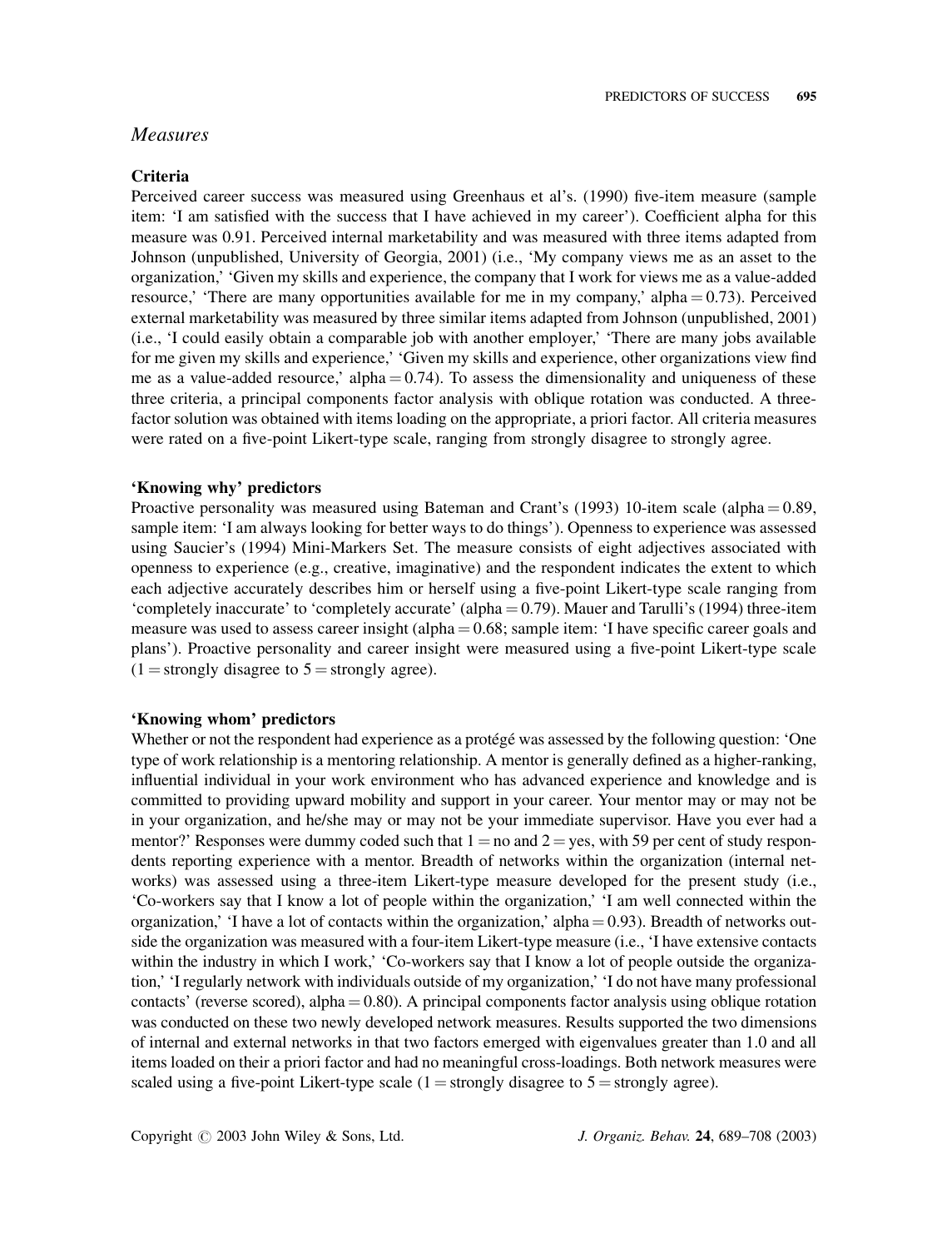## *Measures*

### Criteria

Perceived career success was measured using Greenhaus et al's. (1990) five-item measure (sample item: 'I am satisfied with the success that I have achieved in my career'). Coefficient alpha for this measure was 0.91. Perceived internal marketability and was measured with three items adapted from Johnson (unpublished, University of Georgia, 2001) (i.e., 'My company views me as an asset to the organization,' 'Given my skills and experience, the company that I work for views me as a value-added resource,' 'There are many opportunities available for me in my company,' alpha = 0.73). Perceived external marketability was measured by three similar items adapted from Johnson (unpublished, 2001) (i.e., 'I could easily obtain a comparable job with another employer,' 'There are many jobs available for me given my skills and experience,' 'Given my skills and experience, other organizations view find me as a value-added resource,' alpha = 0.74). To assess the dimensionality and uniqueness of these three criteria, a principal components factor analysis with oblique rotation was conducted. A three-factor solution was obtained with items loading on the appropriate, a priori factor. All criteria measures were rated on a five-point Likert-type scale, ranging from strongly disagree to strongly agree.

### 'Knowing why' predictors

Proactive personality was measured using Bateman and Crant's (1993) 10-item scale (alpha = 0.89, sample item: 'I am always looking for better ways to do things'). Openness to experience was assessed using Saucier's (1994) Mini-Markers Set. The measure consists of eight adjectives associated with openness to experience (e.g., creative, imaginative) and the respondent indicates the extent to which each adjective accurately describes him or herself using a five-point Likert-type scale ranging from 'completely inaccurate' to 'completely accurate' (alpha = 0.79). Mauer and Tarulli's (1994) three-item measure was used to assess career insight (alpha = 0.68; sample item: 'I have specific career goals and plans'). Proactive personality and career insight were measured using a five-point Likert-type scale (1 = strongly disagree to 5 = strongly agree).

### 'Knowing whom' predictors

Whether or not the respondent had experience as a protégé was assessed by the following question: 'One type of work relationship is a mentoring relationship. A mentor is generally defined as a higher-ranking, influential individual in your work environment who has advanced experience and knowledge and is committed to providing upward mobility and support in your career. Your mentor may or may not be in your organization, and he/she may or may not be your immediate supervisor. Have you ever had a mentor?' Responses were dummy coded such that 1 = no and 2 = yes, with 59 per cent of study respondents reporting experience with a mentor. Breadth of networks within the organization (internal networks) was assessed using a three-item Likert-type measure developed for the present study (i.e., 'Co-workers say that I know a lot of people within the organization,' 'I am well connected within the organization,' 'I have a lot of contacts within the organization,' alpha = 0.93). Breadth of networks outside the organization was measured with a four-item Likert-type measure (i.e., 'I have extensive contacts within the industry in which I work,' 'Co-workers say that I know a lot of people outside the organization,' 'I regularly network with individuals outside of my organization,' 'I do not have many professional contacts' (reverse scored), alpha = 0.80). A principal components factor analysis using oblique rotation was conducted on these two newly developed network measures. Results supported the two dimensions of internal and external networks in that two factors emerged with eigenvalues greater than 1.0 and all items loaded on their a priori factor and had no meaningful cross-loadings. Both network measures were scaled using a five-point Likert-type scale (1 = strongly disagree to 5 = strongly agree).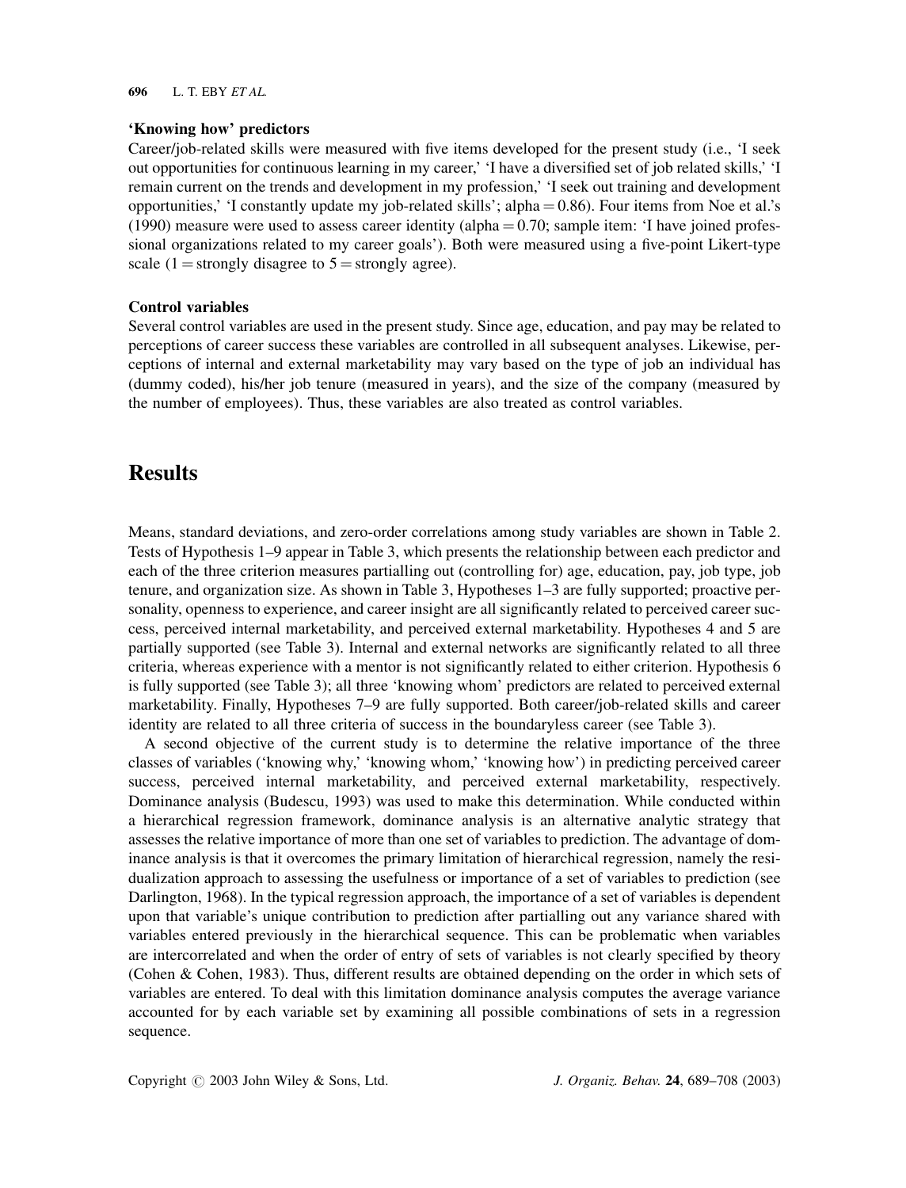### 'Knowing how' predictors

Career/job-related skills were measured with five items developed for the present study (i.e., 'I seek out opportunities for continuous learning in my career,' 'I have a diversified set of job related skills,' 'I remain current on the trends and development in my profession,' 'I seek out training and development opportunities,' 'I constantly update my job-related skills'; alpha = 0.86). Four items from Noe et al.'s (1990) measure were used to assess career identity (alpha = 0.70; sample item: 'I have joined professional organizations related to my career goals'). Both were measured using a five-point Likert-type scale (1 = strongly disagree to 5 = strongly agree).

### Control variables

Several control variables are used in the present study. Since age, education, and pay may be related to perceptions of career success these variables are controlled in all subsequent analyses. Likewise, perceptions of internal and external marketability may vary based on the type of job an individual has (dummy coded), his/her job tenure (measured in years), and the size of the company (measured by the number of employees). Thus, these variables are also treated as control variables.

## Results

Means, standard deviations, and zero-order correlations among study variables are shown in Table 2. Tests of Hypothesis 1–9 appear in Table 3, which presents the relationship between each predictor and each of the three criterion measures partialling out (controlling for) age, education, pay, job type, job tenure, and organization size. As shown in Table 3, Hypotheses 1–3 are fully supported; proactive personality, openness to experience, and career insight are all significantly related to perceived career success, perceived internal marketability, and perceived external marketability. Hypotheses 4 and 5 are partially supported (see Table 3). Internal and external networks are significantly related to all three criteria, whereas experience with a mentor is not significantly related to either criterion. Hypothesis 6 is fully supported (see Table 3); all three 'knowing whom' predictors are related to perceived external marketability. Finally, Hypotheses 7–9 are fully supported. Both career/job-related skills and career identity are related to all three criteria of success in the boundaryless career (see Table 3).

A second objective of the current study is to determine the relative importance of the three classes of variables ('knowing why,' 'knowing whom,' 'knowing how') in predicting perceived career success, perceived internal marketability, and perceived external marketability, respectively. Dominance analysis (Budescu, 1993) was used to make this determination. While conducted within a hierarchical regression framework, dominance analysis is an alternative analytic strategy that assesses the relative importance of more than one set of variables to prediction. The advantage of dominance analysis is that it overcomes the primary limitation of hierarchical regression, namely the residualization approach to assessing the usefulness or importance of a set of variables to prediction (see Darlington, 1968). In the typical regression approach, the importance of a set of variables is dependent upon that variable's unique contribution to prediction after partialling out any variance shared with variables entered previously in the hierarchical sequence. This can be problematic when variables are intercorrelated and when the order of entry of sets of variables is not clearly specified by theory (Cohen & Cohen, 1983). Thus, different results are obtained depending on the order in which sets of variables are entered. To deal with this limitation dominance analysis computes the average variance accounted for by each variable set by examining all possible combinations of sets in a regression sequence.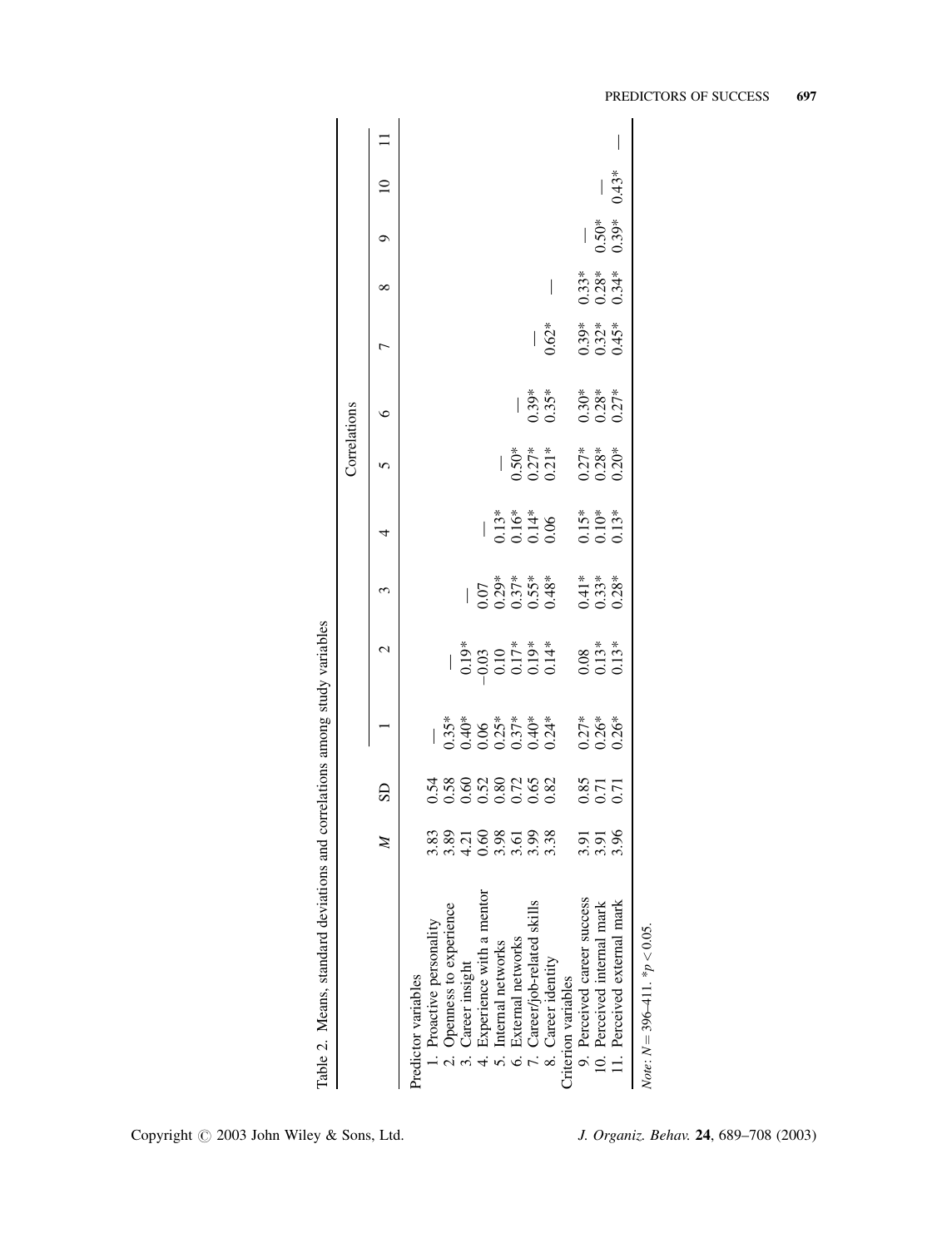Table 2. Means, standard deviations and correlations among study variables

| | $M$ | SD | Correlations | | | | | | | | | | |
|---|---|---|---|---|---|---|---|---|---|---|---|---|---|
| | | | 1 | 2 | 3 | 4 | 5 | 6 | 7 | 8 | 9 | 10 | 11 |
| Predictor variables | | | | | | | | | | | | | |
| 1. Proactive personality | 3.83 | 0.54 | — | | | | | | | | | | |
| 2. Openness to experience | 3.89 | 0.58 | 0.35* | — | | | | | | | | | |
| 3. Career insight | 4.21 | 0.60 | 0.40* | 0.19* | — | | | | | | | | |
| 4. Experience with a mentor | 0.60 | 0.52 | 0.06 | −0.03 | 0.07 | — | | | | | | | |
| 5. Internal networks | 3.98 | 0.80 | 0.25* | 0.10 | 0.29* | 0.13* | — | | | | | | |
| 6. External networks | 3.61 | 0.72 | 0.37* | 0.17* | 0.37* | 0.16* | 0.50* | — | | | | | |
| 7. Career/job-related skills | 3.99 | 0.65 | 0.40* | 0.19* | 0.55* | 0.14* | 0.27* | 0.39* | — | | | | |
| 8. Career identity | 3.38 | 0.82 | 0.24* | 0.14* | 0.48* | 0.06 | 0.21* | 0.35* | 0.62* | — | | | |
| Criterion variables | | | | | | | | | | | | | |
| 9. Perceived career success | 3.91 | 0.85 | 0.27* | 0.08 | 0.41* | 0.15* | 0.27* | 0.30* | 0.39* | 0.33* | — | | |
| 10. Perceived internal mark | 3.91 | 0.71 | 0.26* | 0.13* | 0.33* | 0.10* | 0.28* | 0.28* | 0.32* | 0.28* | 0.50* | — | |
| 11. Perceived external mark | 3.96 | 0.71 | 0.26* | 0.13* | 0.28* | 0.13* | 0.20* | 0.27* | 0.45* | 0.34* | 0.39* | 0.43* | — |

*Note*: $N = 396$–$411$. $^*p < 0.05$.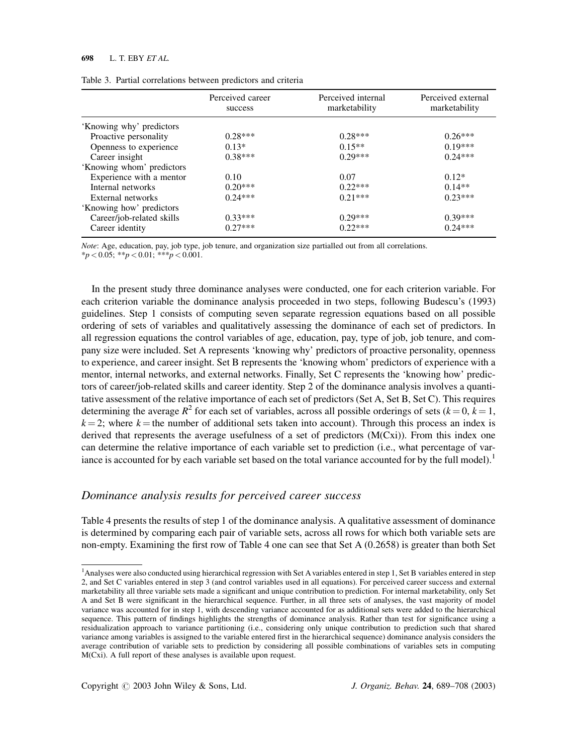Table 3. Partial correlations between predictors and criteria

| | Perceived career success | Perceived internal marketability | Perceived external marketability |
|---|---|---|---|
| 'Knowing why' predictors | | | |
| Proactive personality | 0.28*** | 0.28*** | 0.26*** |
| Openness to experience | 0.13* | 0.15** | 0.19*** |
| Career insight | 0.38*** | 0.29*** | 0.24*** |
| 'Knowing whom' predictors | | | |
| Experience with a mentor | 0.10 | 0.07 | 0.12* |
| Internal networks | 0.20*** | 0.22*** | 0.14** |
| External networks | 0.24*** | 0.21*** | 0.23*** |
| 'Knowing how' predictors | | | |
| Career/job-related skills | 0.33*** | 0.29*** | 0.39*** |
| Career identity | 0.27*** | 0.22*** | 0.24*** |

*Note*: Age, education, pay, job type, job tenure, and organization size partialled out from all correlations.
*$p < 0.05$; **$p < 0.01$; ***$p < 0.001$.

In the present study three dominance analyses were conducted, one for each criterion variable. For each criterion variable the dominance analysis proceeded in two steps, following Budescu's (1993) guidelines. Step 1 consists of computing seven separate regression equations based on all possible ordering of sets of variables and qualitatively assessing the dominance of each set of predictors. In all regression equations the control variables of age, education, pay, type of job, job tenure, and company size were included. Set A represents 'knowing why' predictors of proactive personality, openness to experience, and career insight. Set B represents the 'knowing whom' predictors of experience with a mentor, internal networks, and external networks. Finally, Set C represents the 'knowing how' predictors of career/job-related skills and career identity. Step 2 of the dominance analysis involves a quantitative assessment of the relative importance of each set of predictors (Set A, Set B, Set C). This requires determining the average $R^2$ for each set of variables, across all possible orderings of sets ($k = 0$, $k = 1$, $k = 2$; where $k$ = the number of additional sets taken into account). Through this process an index is derived that represents the average usefulness of a set of predictors (M(Cxi)). From this index one can determine the relative importance of each variable set to prediction (i.e., what percentage of variance is accounted for by each variable set based on the total variance accounted for by the full model).[1]

## *Dominance analysis results for perceived career success*

Table 4 presents the results of step 1 of the dominance analysis. A qualitative assessment of dominance is determined by comparing each pair of variable sets, across all rows for which both variable sets are non-empty. Examining the first row of Table 4 one can see that Set A (0.2658) is greater than both Set

[1]Analyses were also conducted using hierarchical regression with Set A variables entered in step 1, Set B variables entered in step 2, and Set C variables entered in step 3 (and control variables used in all equations). For perceived career success and external marketability all three variable sets made a significant and unique contribution to prediction. For internal marketability, only Set A and Set B were significant in the hierarchical sequence. Further, in all three sets of analyses, the vast majority of model variance was accounted for in step 1, with descending variance accounted for as additional sets were added to the hierarchical sequence. This pattern of findings highlights the strengths of dominance analysis. Rather than test for significance using a residualization approach to variance partitioning (i.e., considering only unique contribution to prediction such that shared variance among variables is assigned to the variable entered first in the hierarchical sequence) dominance analysis considers the average contribution of variable sets to prediction by considering all possible combinations of variables sets in computing M(Cxi). A full report of these analyses is available upon request.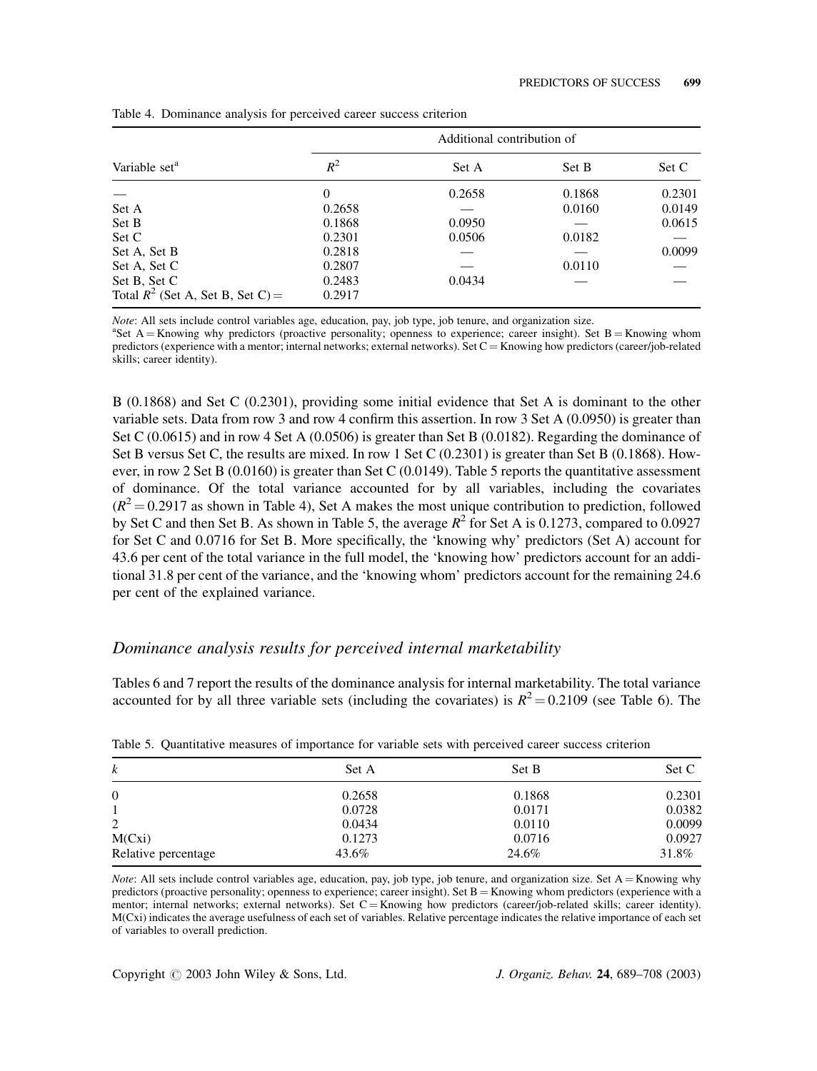Table 4. Dominance analysis for perceived career success criterion

| Variable set[a] | $R^2$ | Additional contribution of | | |
|---|---|---|---|---|
| | | Set A | Set B | Set C |
| — | 0 | 0.2658 | 0.1868 | 0.2301 |
| Set A | 0.2658 | — | 0.0160 | 0.0149 |
| Set B | 0.1868 | 0.0950 | — | 0.0615 |
| Set C | 0.2301 | 0.0506 | 0.0182 | — |
| Set A, Set B | 0.2818 | — | — | 0.0099 |
| Set A, Set C | 0.2807 | — | 0.0110 | — |
| Set B, Set C | 0.2483 | 0.0434 | — | — |
| Total $R^2$ (Set A, Set B, Set C) = | 0.2917 | | | |

*Note*: All sets include control variables age, education, pay, job type, job tenure, and organization size.
[a]Set A = Knowing why predictors (proactive personality; openness to experience; career insight). Set B = Knowing whom predictors (experience with a mentor; internal networks; external networks). Set C = Knowing how predictors (career/job-related skills; career identity).

B (0.1868) and Set C (0.2301), providing some initial evidence that Set A is dominant to the other variable sets. Data from row 3 and row 4 confirm this assertion. In row 3 Set A (0.0950) is greater than Set C (0.0615) and in row 4 Set A (0.0506) is greater than Set B (0.0182). Regarding the dominance of Set B versus Set C, the results are mixed. In row 1 Set C (0.2301) is greater than Set B (0.1868). However, in row 2 Set B (0.0160) is greater than Set C (0.0149). Table 5 reports the quantitative assessment of dominance. Of the total variance accounted for by all variables, including the covariates ($R^2 = 0.2917$ as shown in Table 4), Set A makes the most unique contribution to prediction, followed by Set C and then Set B. As shown in Table 5, the average $R^2$ for Set A is 0.1273, compared to 0.0927 for Set C and 0.0716 for Set B. More specifically, the 'knowing why' predictors (Set A) account for 43.6 per cent of the total variance in the full model, the 'knowing how' predictors account for an additional 31.8 per cent of the variance, and the 'knowing whom' predictors account for the remaining 24.6 per cent of the explained variance.

## *Dominance analysis results for perceived internal marketability*

Tables 6 and 7 report the results of the dominance analysis for internal marketability. The total variance accounted for by all three variable sets (including the covariates) is $R^2 = 0.2109$ (see Table 6). The

Table 5. Quantitative measures of importance for variable sets with perceived career success criterion

| $k$ | Set A | Set B | Set C |
|---|---|---|---|
| 0 | 0.2658 | 0.1868 | 0.2301 |
| 1 | 0.0728 | 0.0171 | 0.0382 |
| 2 | 0.0434 | 0.0110 | 0.0099 |
| M(Cxi) | 0.1273 | 0.0716 | 0.0927 |
| Relative percentage | 43.6% | 24.6% | 31.8% |

*Note*: All sets include control variables age, education, pay, job type, job tenure, and organization size. Set A = Knowing why predictors (proactive personality; openness to experience; career insight). Set B = Knowing whom predictors (experience with a mentor; internal networks; external networks). Set C = Knowing how predictors (career/job-related skills; career identity). M(Cxi) indicates the average usefulness of each set of variables. Relative percentage indicates the relative importance of each set of variables to overall prediction.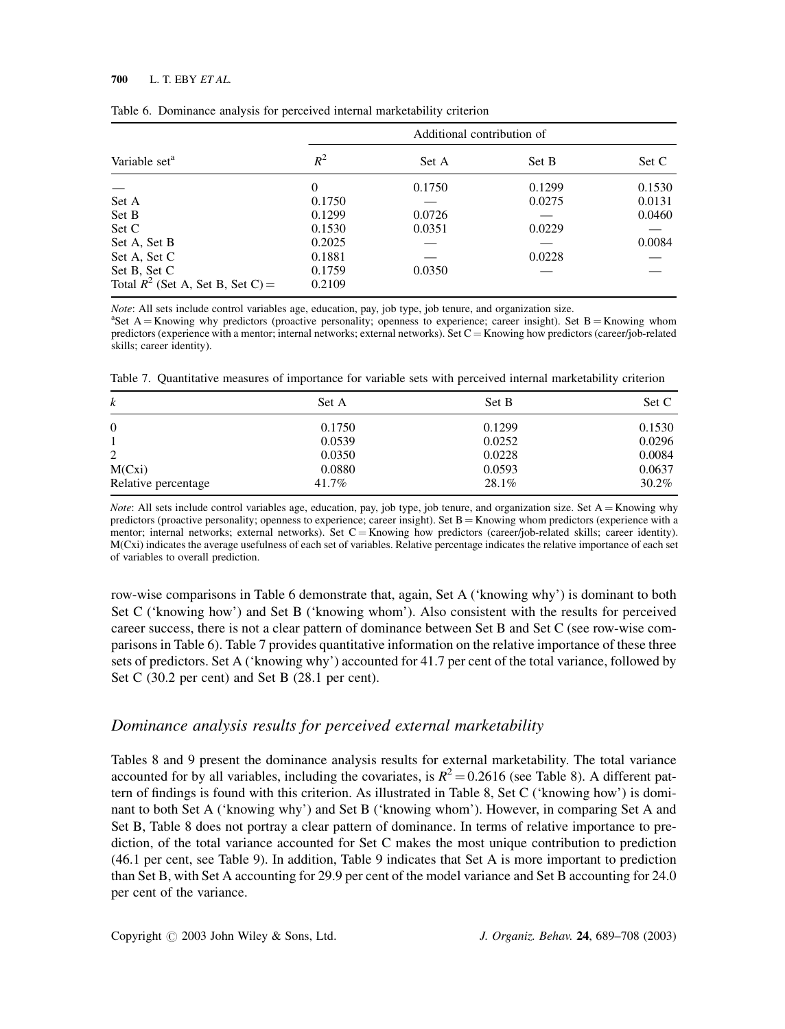Table 6. Dominance analysis for perceived internal marketability criterion

| Variable set[a] | | Additional contribution of | | |
|---|---|---|---|---|
| | $R^2$ | Set A | Set B | Set C |
| — | 0 | 0.1750 | 0.1299 | 0.1530 |
| Set A | 0.1750 | — | 0.0275 | 0.0131 |
| Set B | 0.1299 | 0.0726 | — | 0.0460 |
| Set C | 0.1530 | 0.0351 | 0.0229 | — |
| Set A, Set B | 0.2025 | — | — | 0.0084 |
| Set A, Set C | 0.1881 | — | 0.0228 | — |
| Set B, Set C | 0.1759 | 0.0350 | — | — |
| Total $R^2$ (Set A, Set B, Set C) = | 0.2109 | | | |

*Note*: All sets include control variables age, education, pay, job type, job tenure, and organization size.
[a]Set A = Knowing why predictors (proactive personality; openness to experience; career insight). Set B = Knowing whom predictors (experience with a mentor; internal networks; external networks). Set C = Knowing how predictors (career/job-related skills; career identity).

Table 7. Quantitative measures of importance for variable sets with perceived internal marketability criterion

| *k* | Set A | Set B | Set C |
|---|---|---|---|
| 0 | 0.1750 | 0.1299 | 0.1530 |
| 1 | 0.0539 | 0.0252 | 0.0296 |
| 2 | 0.0350 | 0.0228 | 0.0084 |
| M(Cxi) | 0.0880 | 0.0593 | 0.0637 |
| Relative percentage | 41.7% | 28.1% | 30.2% |

*Note*: All sets include control variables age, education, pay, job type, job tenure, and organization size. Set A = Knowing why predictors (proactive personality; openness to experience; career insight). Set B = Knowing whom predictors (experience with a mentor; internal networks; external networks). Set C = Knowing how predictors (career/job-related skills; career identity). M(Cxi) indicates the average usefulness of each set of variables. Relative percentage indicates the relative importance of each set of variables to overall prediction.

row-wise comparisons in Table 6 demonstrate that, again, Set A ('knowing why') is dominant to both Set C ('knowing how') and Set B ('knowing whom'). Also consistent with the results for perceived career success, there is not a clear pattern of dominance between Set B and Set C (see row-wise comparisons in Table 6). Table 7 provides quantitative information on the relative importance of these three sets of predictors. Set A ('knowing why') accounted for 41.7 per cent of the total variance, followed by Set C (30.2 per cent) and Set B (28.1 per cent).

## *Dominance analysis results for perceived external marketability*

Tables 8 and 9 present the dominance analysis results for external marketability. The total variance accounted for by all variables, including the covariates, is $R^2 = 0.2616$ (see Table 8). A different pattern of findings is found with this criterion. As illustrated in Table 8, Set C ('knowing how') is dominant to both Set A ('knowing why') and Set B ('knowing whom'). However, in comparing Set A and Set B, Table 8 does not portray a clear pattern of dominance. In terms of relative importance to prediction, of the total variance accounted for Set C makes the most unique contribution to prediction (46.1 per cent, see Table 9). In addition, Table 9 indicates that Set A is more important to prediction than Set B, with Set A accounting for 29.9 per cent of the model variance and Set B accounting for 24.0 per cent of the variance.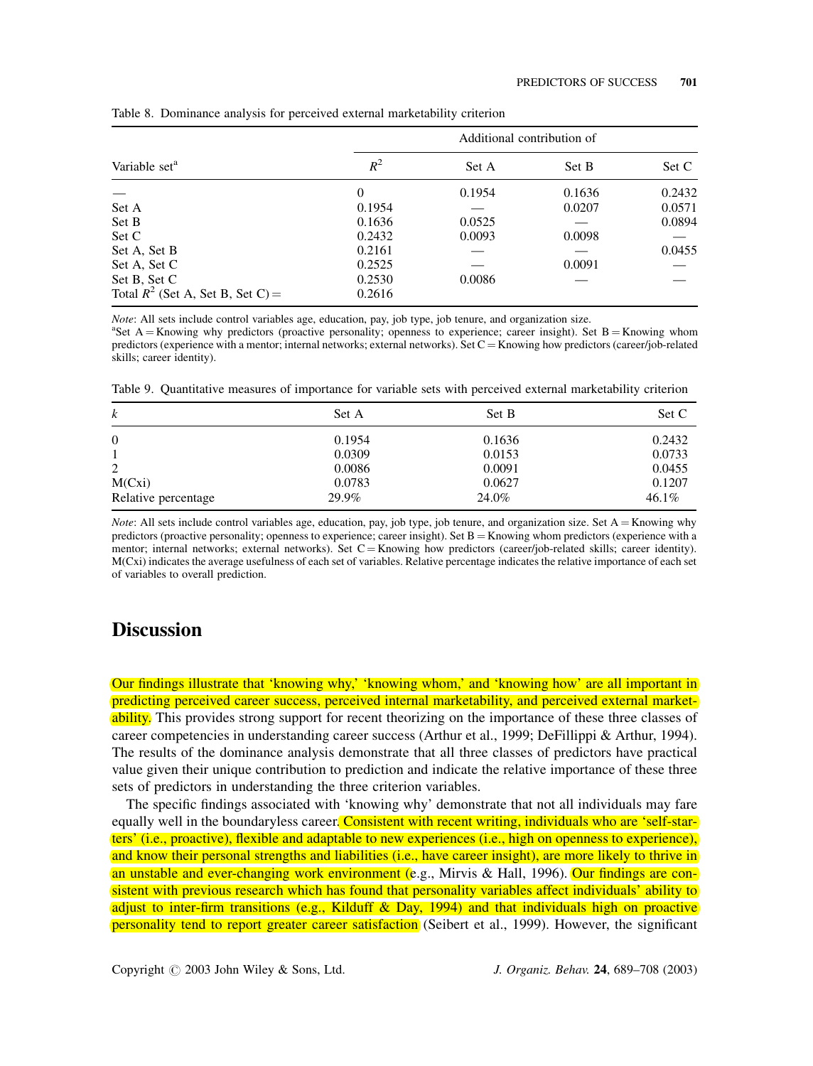Table 8. Dominance analysis for perceived external marketability criterion

| Variable set[a] | $R^2$ | Additional contribution of Set A | Set B | Set C |
|---|---|---|---|---|
| — | 0 | 0.1954 | 0.1636 | 0.2432 |
| Set A | 0.1954 | — | 0.0207 | 0.0571 |
| Set B | 0.1636 | 0.0525 | — | 0.0894 |
| Set C | 0.2432 | 0.0093 | 0.0098 | — |
| Set A, Set B | 0.2161 | — | — | 0.0455 |
| Set A, Set C | 0.2525 | — | 0.0091 | — |
| Set B, Set C | 0.2530 | 0.0086 | — | — |
| Total $R^2$ (Set A, Set B, Set C) = | 0.2616 | | | |

*Note*: All sets include control variables age, education, pay, job type, job tenure, and organization size.
[a]Set A = Knowing why predictors (proactive personality; openness to experience; career insight). Set B = Knowing whom predictors (experience with a mentor; internal networks; external networks). Set C = Knowing how predictors (career/job-related skills; career identity).

Table 9. Quantitative measures of importance for variable sets with perceived external marketability criterion

| $k$ | Set A | Set B | Set C |
|---|---|---|---|
| 0 | 0.1954 | 0.1636 | 0.2432 |
| 1 | 0.0309 | 0.0153 | 0.0733 |
| 2 | 0.0086 | 0.0091 | 0.0455 |
| M(Cxi) | 0.0783 | 0.0627 | 0.1207 |
| Relative percentage | 29.9% | 24.0% | 46.1% |

*Note*: All sets include control variables age, education, pay, job type, job tenure, and organization size. Set A = Knowing why predictors (proactive personality; openness to experience; career insight). Set B = Knowing whom predictors (experience with a mentor; internal networks; external networks). Set C = Knowing how predictors (career/job-related skills; career identity). M(Cxi) indicates the average usefulness of each set of variables. Relative percentage indicates the relative importance of each set of variables to overall prediction.

# Discussion

Our findings illustrate that 'knowing why,' 'knowing whom,' and 'knowing how' are all important in predicting perceived career success, perceived internal marketability, and perceived external marketability. This provides strong support for recent theorizing on the importance of these three classes of career competencies in understanding career success (Arthur et al., 1999; DeFillippi & Arthur, 1994). The results of the dominance analysis demonstrate that all three classes of predictors have practical value given their unique contribution to prediction and indicate the relative importance of these three sets of predictors in understanding the three criterion variables.

The specific findings associated with 'knowing why' demonstrate that not all individuals may fare equally well in the boundaryless career. Consistent with recent writing, individuals who are 'self-starters' (i.e., proactive), flexible and adaptable to new experiences (i.e., high on openness to experience), and know their personal strengths and liabilities (i.e., have career insight), are more likely to thrive in an unstable and ever-changing work environment (e.g., Mirvis & Hall, 1996). Our findings are consistent with previous research which has found that personality variables affect individuals' ability to adjust to inter-firm transitions (e.g., Kilduff & Day, 1994) and that individuals high on proactive personality tend to report greater career satisfaction (Seibert et al., 1999). However, the significant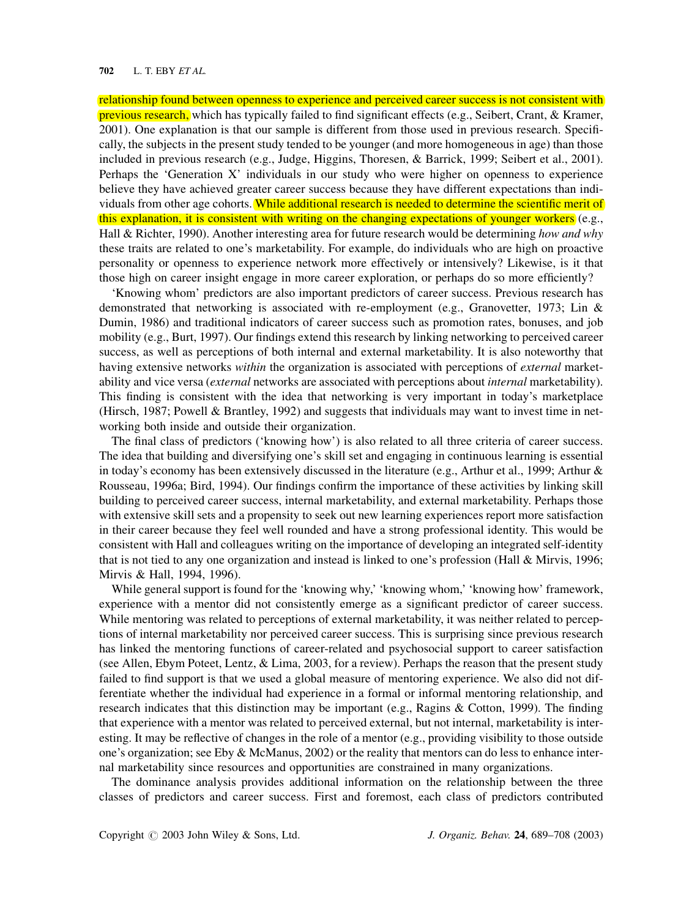relationship found between openness to experience and perceived career success is not consistent with previous research, which has typically failed to find significant effects (e.g., Seibert, Crant, & Kramer, 2001). One explanation is that our sample is different from those used in previous research. Specifically, the subjects in the present study tended to be younger (and more homogeneous in age) than those included in previous research (e.g., Judge, Higgins, Thoresen, & Barrick, 1999; Seibert et al., 2001). Perhaps the 'Generation X' individuals in our study who were higher on openness to experience believe they have achieved greater career success because they have different expectations than individuals from other age cohorts. While additional research is needed to determine the scientific merit of this explanation, it is consistent with writing on the changing expectations of younger workers (e.g., Hall & Richter, 1990). Another interesting area for future research would be determining *how and why* these traits are related to one's marketability. For example, do individuals who are high on proactive personality or openness to experience network more effectively or intensively? Likewise, is it that those high on career insight engage in more career exploration, or perhaps do so more efficiently?

'Knowing whom' predictors are also important predictors of career success. Previous research has demonstrated that networking is associated with re-employment (e.g., Granovetter, 1973; Lin & Dumin, 1986) and traditional indicators of career success such as promotion rates, bonuses, and job mobility (e.g., Burt, 1997). Our findings extend this research by linking networking to perceived career success, as well as perceptions of both internal and external marketability. It is also noteworthy that having extensive networks *within* the organization is associated with perceptions of *external* marketability and vice versa (*external* networks are associated with perceptions about *internal* marketability). This finding is consistent with the idea that networking is very important in today's marketplace (Hirsch, 1987; Powell & Brantley, 1992) and suggests that individuals may want to invest time in networking both inside and outside their organization.

The final class of predictors ('knowing how') is also related to all three criteria of career success. The idea that building and diversifying one's skill set and engaging in continuous learning is essential in today's economy has been extensively discussed in the literature (e.g., Arthur et al., 1999; Arthur & Rousseau, 1996a; Bird, 1994). Our findings confirm the importance of these activities by linking skill building to perceived career success, internal marketability, and external marketability. Perhaps those with extensive skill sets and a propensity to seek out new learning experiences report more satisfaction in their career because they feel well rounded and have a strong professional identity. This would be consistent with Hall and colleagues writing on the importance of developing an integrated self-identity that is not tied to any one organization and instead is linked to one's profession (Hall & Mirvis, 1996; Mirvis & Hall, 1994, 1996).

While general support is found for the 'knowing why,' 'knowing whom,' 'knowing how' framework, experience with a mentor did not consistently emerge as a significant predictor of career success. While mentoring was related to perceptions of external marketability, it was neither related to perceptions of internal marketability nor perceived career success. This is surprising since previous research has linked the mentoring functions of career-related and psychosocial support to career satisfaction (see Allen, Ebym Poteet, Lentz, & Lima, 2003, for a review). Perhaps the reason that the present study failed to find support is that we used a global measure of mentoring experience. We also did not differentiate whether the individual had experience in a formal or informal mentoring relationship, and research indicates that this distinction may be important (e.g., Ragins & Cotton, 1999). The finding that experience with a mentor was related to perceived external, but not internal, marketability is interesting. It may be reflective of changes in the role of a mentor (e.g., providing visibility to those outside one's organization; see Eby & McManus, 2002) or the reality that mentors can do less to enhance internal marketability since resources and opportunities are constrained in many organizations.

The dominance analysis provides additional information on the relationship between the three classes of predictors and career success. First and foremost, each class of predictors contributed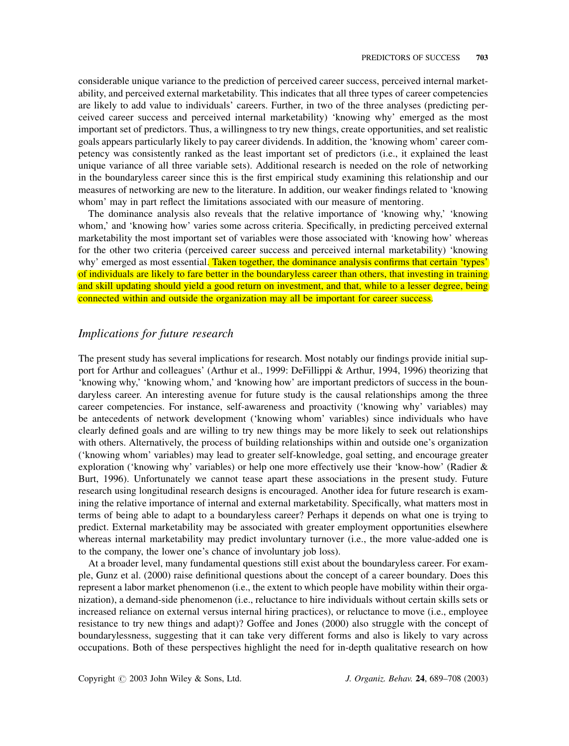considerable unique variance to the prediction of perceived career success, perceived internal marketability, and perceived external marketability. This indicates that all three types of career competencies are likely to add value to individuals' careers. Further, in two of the three analyses (predicting perceived career success and perceived internal marketability) 'knowing why' emerged as the most important set of predictors. Thus, a willingness to try new things, create opportunities, and set realistic goals appears particularly likely to pay career dividends. In addition, the 'knowing whom' career competency was consistently ranked as the least important set of predictors (i.e., it explained the least unique variance of all three variable sets). Additional research is needed on the role of networking in the boundaryless career since this is the first empirical study examining this relationship and our measures of networking are new to the literature. In addition, our weaker findings related to 'knowing whom' may in part reflect the limitations associated with our measure of mentoring.

The dominance analysis also reveals that the relative importance of 'knowing why,' 'knowing whom,' and 'knowing how' varies some across criteria. Specifically, in predicting perceived external marketability the most important set of variables were those associated with 'knowing how' whereas for the other two criteria (perceived career success and perceived internal marketability) 'knowing why' emerged as most essential. Taken together, the dominance analysis confirms that certain 'types' of individuals are likely to fare better in the boundaryless career than others, that investing in training and skill updating should yield a good return on investment, and that, while to a lesser degree, being connected within and outside the organization may all be important for career success.

## *Implications for future research*

The present study has several implications for research. Most notably our findings provide initial support for Arthur and colleagues' (Arthur et al., 1999: DeFillippi & Arthur, 1994, 1996) theorizing that 'knowing why,' 'knowing whom,' and 'knowing how' are important predictors of success in the boundaryless career. An interesting avenue for future study is the causal relationships among the three career competencies. For instance, self-awareness and proactivity ('knowing why' variables) may be antecedents of network development ('knowing whom' variables) since individuals who have clearly defined goals and are willing to try new things may be more likely to seek out relationships with others. Alternatively, the process of building relationships within and outside one's organization ('knowing whom' variables) may lead to greater self-knowledge, goal setting, and encourage greater exploration ('knowing why' variables) or help one more effectively use their 'know-how' (Radier & Burt, 1996). Unfortunately we cannot tease apart these associations in the present study. Future research using longitudinal research designs is encouraged. Another idea for future research is examining the relative importance of internal and external marketability. Specifically, what matters most in terms of being able to adapt to a boundaryless career? Perhaps it depends on what one is trying to predict. External marketability may be associated with greater employment opportunities elsewhere whereas internal marketability may predict involuntary turnover (i.e., the more value-added one is to the company, the lower one's chance of involuntary job loss).

At a broader level, many fundamental questions still exist about the boundaryless career. For example, Gunz et al. (2000) raise definitional questions about the concept of a career boundary. Does this represent a labor market phenomenon (i.e., the extent to which people have mobility within their organization), a demand-side phenomenon (i.e., reluctance to hire individuals without certain skills sets or increased reliance on external versus internal hiring practices), or reluctance to move (i.e., employee resistance to try new things and adapt)? Goffee and Jones (2000) also struggle with the concept of boundarylessness, suggesting that it can take very different forms and also is likely to vary across occupations. Both of these perspectives highlight the need for in-depth qualitative research on how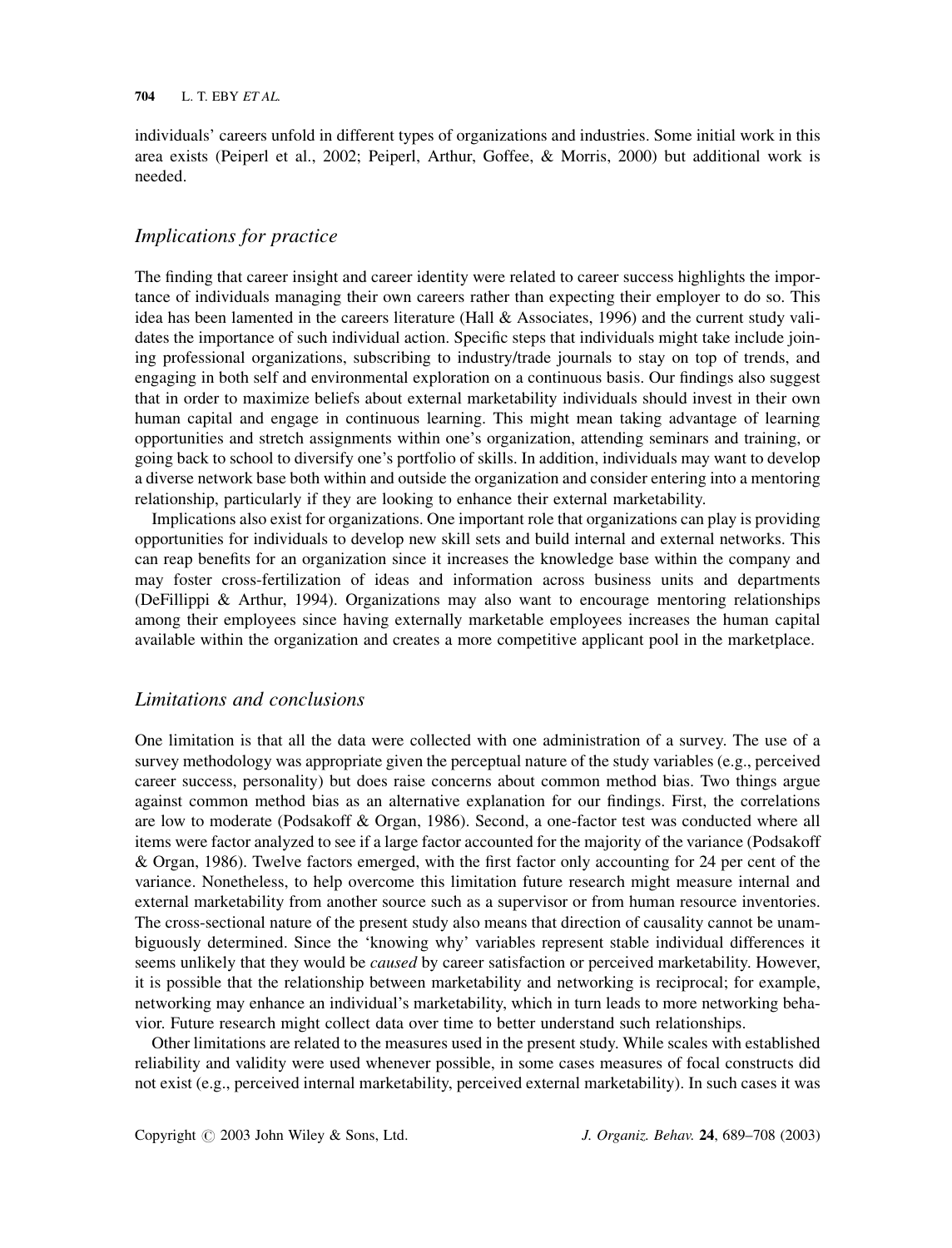individuals' careers unfold in different types of organizations and industries. Some initial work in this area exists (Peiperl et al., 2002; Peiperl, Arthur, Goffee, & Morris, 2000) but additional work is needed.

### *Implications for practice*

The finding that career insight and career identity were related to career success highlights the importance of individuals managing their own careers rather than expecting their employer to do so. This idea has been lamented in the careers literature (Hall & Associates, 1996) and the current study validates the importance of such individual action. Specific steps that individuals might take include joining professional organizations, subscribing to industry/trade journals to stay on top of trends, and engaging in both self and environmental exploration on a continuous basis. Our findings also suggest that in order to maximize beliefs about external marketability individuals should invest in their own human capital and engage in continuous learning. This might mean taking advantage of learning opportunities and stretch assignments within one's organization, attending seminars and training, or going back to school to diversify one's portfolio of skills. In addition, individuals may want to develop a diverse network base both within and outside the organization and consider entering into a mentoring relationship, particularly if they are looking to enhance their external marketability.

Implications also exist for organizations. One important role that organizations can play is providing opportunities for individuals to develop new skill sets and build internal and external networks. This can reap benefits for an organization since it increases the knowledge base within the company and may foster cross-fertilization of ideas and information across business units and departments (DeFillippi & Arthur, 1994). Organizations may also want to encourage mentoring relationships among their employees since having externally marketable employees increases the human capital available within the organization and creates a more competitive applicant pool in the marketplace.

### *Limitations and conclusions*

One limitation is that all the data were collected with one administration of a survey. The use of a survey methodology was appropriate given the perceptual nature of the study variables (e.g., perceived career success, personality) but does raise concerns about common method bias. Two things argue against common method bias as an alternative explanation for our findings. First, the correlations are low to moderate (Podsakoff & Organ, 1986). Second, a one-factor test was conducted where all items were factor analyzed to see if a large factor accounted for the majority of the variance (Podsakoff & Organ, 1986). Twelve factors emerged, with the first factor only accounting for 24 per cent of the variance. Nonetheless, to help overcome this limitation future research might measure internal and external marketability from another source such as a supervisor or from human resource inventories. The cross-sectional nature of the present study also means that direction of causality cannot be unambiguously determined. Since the 'knowing why' variables represent stable individual differences it seems unlikely that they would be *caused* by career satisfaction or perceived marketability. However, it is possible that the relationship between marketability and networking is reciprocal; for example, networking may enhance an individual's marketability, which in turn leads to more networking behavior. Future research might collect data over time to better understand such relationships.

Other limitations are related to the measures used in the present study. While scales with established reliability and validity were used whenever possible, in some cases measures of focal constructs did not exist (e.g., perceived internal marketability, perceived external marketability). In such cases it was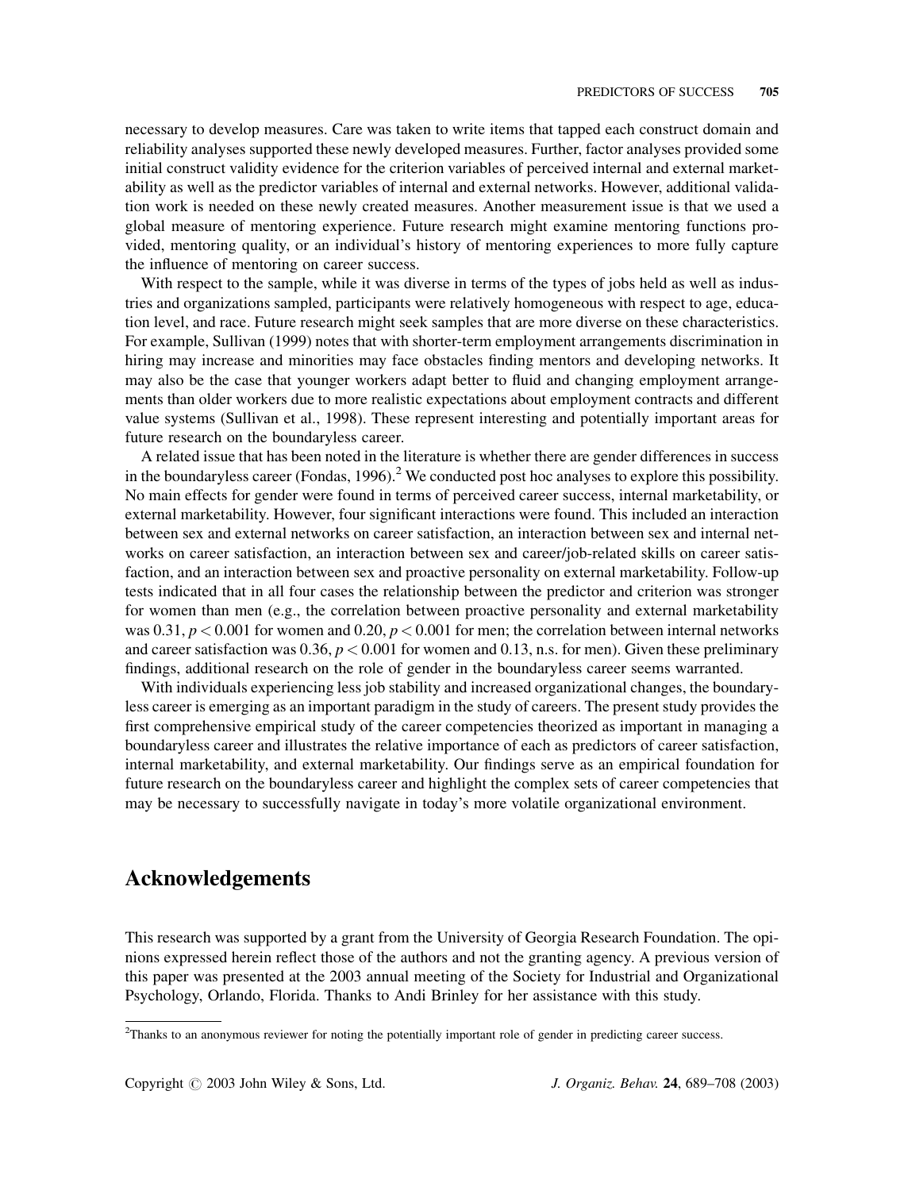necessary to develop measures. Care was taken to write items that tapped each construct domain and reliability analyses supported these newly developed measures. Further, factor analyses provided some initial construct validity evidence for the criterion variables of perceived internal and external marketability as well as the predictor variables of internal and external networks. However, additional validation work is needed on these newly created measures. Another measurement issue is that we used a global measure of mentoring experience. Future research might examine mentoring functions provided, mentoring quality, or an individual's history of mentoring experiences to more fully capture the influence of mentoring on career success.

With respect to the sample, while it was diverse in terms of the types of jobs held as well as industries and organizations sampled, participants were relatively homogeneous with respect to age, education level, and race. Future research might seek samples that are more diverse on these characteristics. For example, Sullivan (1999) notes that with shorter-term employment arrangements discrimination in hiring may increase and minorities may face obstacles finding mentors and developing networks. It may also be the case that younger workers adapt better to fluid and changing employment arrangements than older workers due to more realistic expectations about employment contracts and different value systems (Sullivan et al., 1998). These represent interesting and potentially important areas for future research on the boundaryless career.

A related issue that has been noted in the literature is whether there are gender differences in success in the boundaryless career (Fondas, 1996).[2] We conducted post hoc analyses to explore this possibility. No main effects for gender were found in terms of perceived career success, internal marketability, or external marketability. However, four significant interactions were found. This included an interaction between sex and external networks on career satisfaction, an interaction between sex and internal networks on career satisfaction, an interaction between sex and career/job-related skills on career satisfaction, and an interaction between sex and proactive personality on external marketability. Follow-up tests indicated that in all four cases the relationship between the predictor and criterion was stronger for women than men (e.g., the correlation between proactive personality and external marketability was 0.31, $p < 0.001$ for women and 0.20, $p < 0.001$ for men; the correlation between internal networks and career satisfaction was 0.36, $p < 0.001$ for women and 0.13, n.s. for men). Given these preliminary findings, additional research on the role of gender in the boundaryless career seems warranted.

With individuals experiencing less job stability and increased organizational changes, the boundaryless career is emerging as an important paradigm in the study of careers. The present study provides the first comprehensive empirical study of the career competencies theorized as important in managing a boundaryless career and illustrates the relative importance of each as predictors of career satisfaction, internal marketability, and external marketability. Our findings serve as an empirical foundation for future research on the boundaryless career and highlight the complex sets of career competencies that may be necessary to successfully navigate in today's more volatile organizational environment.

## Acknowledgements

This research was supported by a grant from the University of Georgia Research Foundation. The opinions expressed herein reflect those of the authors and not the granting agency. A previous version of this paper was presented at the 2003 annual meeting of the Society for Industrial and Organizational Psychology, Orlando, Florida. Thanks to Andi Brinley for her assistance with this study.

[2]Thanks to an anonymous reviewer for noting the potentially important role of gender in predicting career success.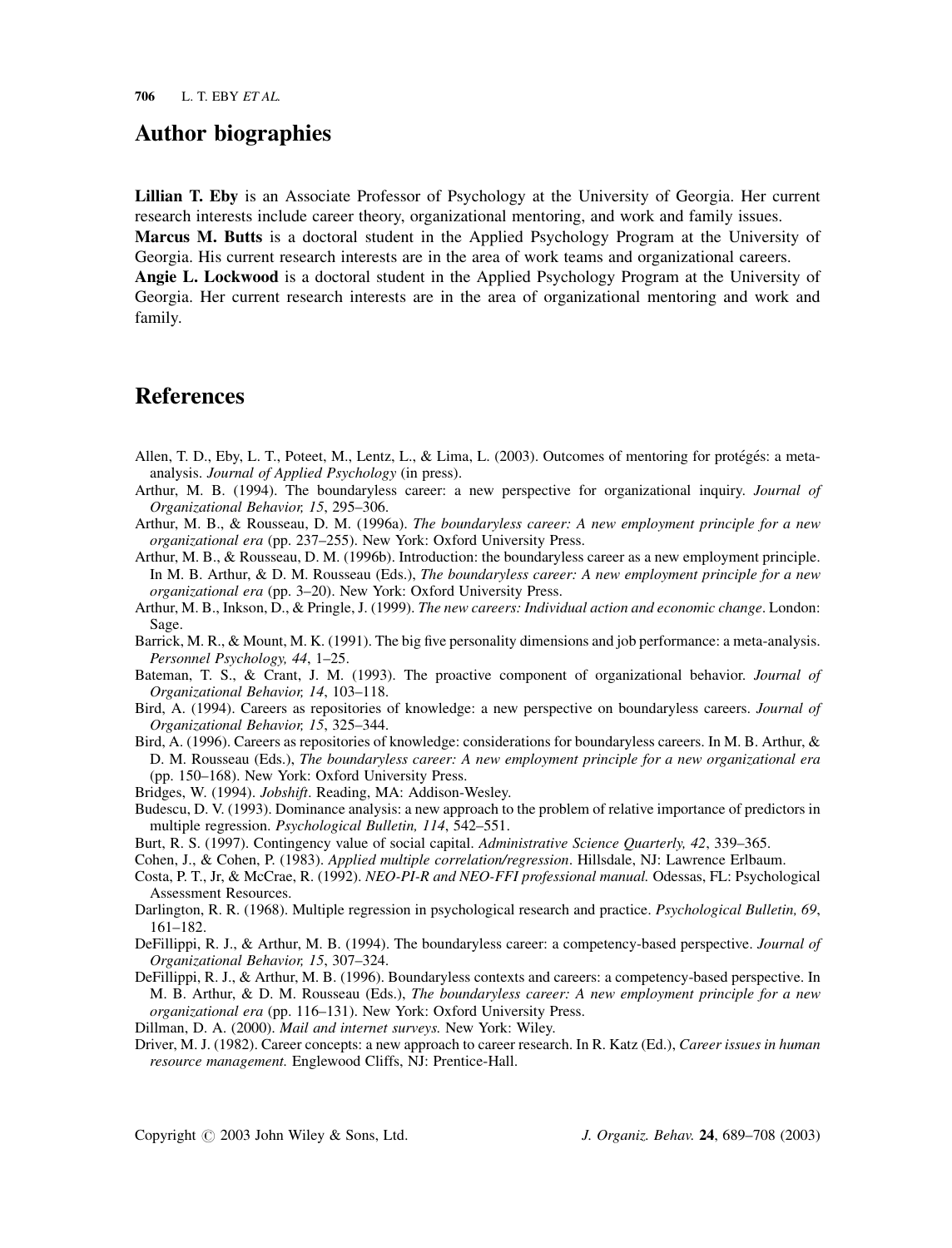## Author biographies

**Lillian T. Eby** is an Associate Professor of Psychology at the University of Georgia. Her current research interests include career theory, organizational mentoring, and work and family issues.

**Marcus M. Butts** is a doctoral student in the Applied Psychology Program at the University of Georgia. His current research interests are in the area of work teams and organizational careers.

**Angie L. Lockwood** is a doctoral student in the Applied Psychology Program at the University of Georgia. Her current research interests are in the area of organizational mentoring and work and family.

## References

Allen, T. D., Eby, L. T., Poteet, M., Lentz, L., & Lima, L. (2003). Outcomes of mentoring for protégés: a meta-analysis. *Journal of Applied Psychology* (in press).

Arthur, M. B. (1994). The boundaryless career: a new perspective for organizational inquiry. *Journal of Organizational Behavior, 15*, 295–306.

Arthur, M. B., & Rousseau, D. M. (1996a). *The boundaryless career: A new employment principle for a new organizational era* (pp. 237–255). New York: Oxford University Press.

Arthur, M. B., & Rousseau, D. M. (1996b). Introduction: the boundaryless career as a new employment principle. In M. B. Arthur, & D. M. Rousseau (Eds.), *The boundaryless career: A new employment principle for a new organizational era* (pp. 3–20). New York: Oxford University Press.

Arthur, M. B., Inkson, D., & Pringle, J. (1999). *The new careers: Individual action and economic change*. London: Sage.

Barrick, M. R., & Mount, M. K. (1991). The big five personality dimensions and job performance: a meta-analysis. *Personnel Psychology, 44*, 1–25.

Bateman, T. S., & Crant, J. M. (1993). The proactive component of organizational behavior. *Journal of Organizational Behavior, 14*, 103–118.

Bird, A. (1994). Careers as repositories of knowledge: a new perspective on boundaryless careers. *Journal of Organizational Behavior, 15*, 325–344.

Bird, A. (1996). Careers as repositories of knowledge: considerations for boundaryless careers. In M. B. Arthur, & D. M. Rousseau (Eds.), *The boundaryless career: A new employment principle for a new organizational era* (pp. 150–168). New York: Oxford University Press.

Bridges, W. (1994). *Jobshift*. Reading, MA: Addison-Wesley.

Budescu, D. V. (1993). Dominance analysis: a new approach to the problem of relative importance of predictors in multiple regression. *Psychological Bulletin, 114*, 542–551.

Burt, R. S. (1997). Contingency value of social capital. *Administrative Science Quarterly, 42*, 339–365.

Cohen, J., & Cohen, P. (1983). *Applied multiple correlation/regression*. Hillsdale, NJ: Lawrence Erlbaum.

Costa, P. T., Jr, & McCrae, R. (1992). *NEO-PI-R and NEO-FFI professional manual.* Odessas, FL: Psychological Assessment Resources.

Darlington, R. R. (1968). Multiple regression in psychological research and practice. *Psychological Bulletin, 69*, 161–182.

DeFillippi, R. J., & Arthur, M. B. (1994). The boundaryless career: a competency-based perspective. *Journal of Organizational Behavior, 15*, 307–324.

DeFillippi, R. J., & Arthur, M. B. (1996). Boundaryless contexts and careers: a competency-based perspective. In M. B. Arthur, & D. M. Rousseau (Eds.), *The boundaryless career: A new employment principle for a new organizational era* (pp. 116–131). New York: Oxford University Press.

Dillman, D. A. (2000). *Mail and internet surveys.* New York: Wiley.

Driver, M. J. (1982). Career concepts: a new approach to career research. In R. Katz (Ed.), *Career issues in human resource management.* Englewood Cliffs, NJ: Prentice-Hall.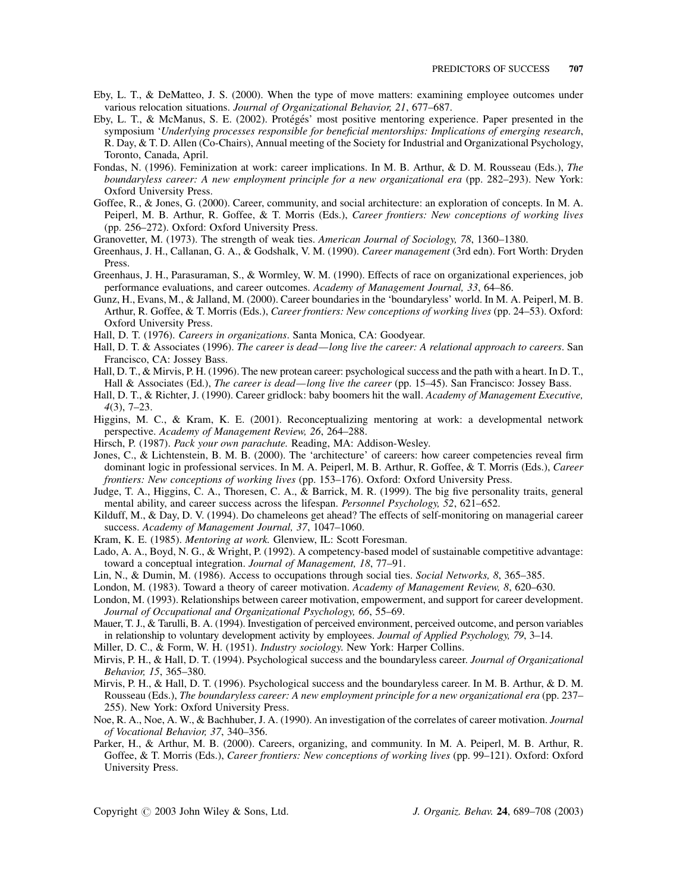Eby, L. T., & DeMatteo, J. S. (2000). When the type of move matters: examining employee outcomes under various relocation situations. *Journal of Organizational Behavior, 21*, 677–687.

Eby, L. T., & McManus, S. E. (2002). Protégés' most positive mentoring experience. Paper presented in the symposium '*Underlying processes responsible for beneficial mentorships: Implications of emerging research*, R. Day, & T. D. Allen (Co-Chairs), Annual meeting of the Society for Industrial and Organizational Psychology, Toronto, Canada, April.

Fondas, N. (1996). Feminization at work: career implications. In M. B. Arthur, & D. M. Rousseau (Eds.), *The boundaryless career: A new employment principle for a new organizational era* (pp. 282–293). New York: Oxford University Press.

Goffee, R., & Jones, G. (2000). Career, community, and social architecture: an exploration of concepts. In M. A. Peiperl, M. B. Arthur, R. Goffee, & T. Morris (Eds.), *Career frontiers: New conceptions of working lives* (pp. 256–272). Oxford: Oxford University Press.

Granovetter, M. (1973). The strength of weak ties. *American Journal of Sociology, 78*, 1360–1380.

Greenhaus, J. H., Callanan, G. A., & Godshalk, V. M. (1990). *Career management* (3rd edn). Fort Worth: Dryden Press.

Greenhaus, J. H., Parasuraman, S., & Wormley, W. M. (1990). Effects of race on organizational experiences, job performance evaluations, and career outcomes. *Academy of Management Journal, 33*, 64–86.

Gunz, H., Evans, M., & Jalland, M. (2000). Career boundaries in the 'boundaryless' world. In M. A. Peiperl, M. B. Arthur, R. Goffee, & T. Morris (Eds.), *Career frontiers: New conceptions of working lives* (pp. 24–53). Oxford: Oxford University Press.

Hall, D. T. (1976). *Careers in organizations*. Santa Monica, CA: Goodyear.

Hall, D. T. & Associates (1996). *The career is dead—long live the career: A relational approach to careers*. San Francisco, CA: Jossey Bass.

Hall, D. T., & Mirvis, P. H. (1996). The new protean career: psychological success and the path with a heart. In D. T., Hall & Associates (Ed.), *The career is dead—long live the career* (pp. 15–45). San Francisco: Jossey Bass.

Hall, D. T., & Richter, J. (1990). Career gridlock: baby boomers hit the wall. *Academy of Management Executive, 4*(3), 7–23.

Higgins, M. C., & Kram, K. E. (2001). Reconceptualizing mentoring at work: a developmental network perspective. *Academy of Management Review, 26*, 264–288.

Hirsch, P. (1987). *Pack your own parachute.* Reading, MA: Addison-Wesley.

Jones, C., & Lichtenstein, B. M. B. (2000). The 'architecture' of careers: how career competencies reveal firm dominant logic in professional services. In M. A. Peiperl, M. B. Arthur, R. Goffee, & T. Morris (Eds.), *Career frontiers: New conceptions of working lives* (pp. 153–176). Oxford: Oxford University Press.

Judge, T. A., Higgins, C. A., Thoresen, C. A., & Barrick, M. R. (1999). The big five personality traits, general mental ability, and career success across the lifespan. *Personnel Psychology, 52*, 621–652.

Kilduff, M., & Day, D. V. (1994). Do chameleons get ahead? The effects of self-monitoring on managerial career success. *Academy of Management Journal, 37*, 1047–1060.

Kram, K. E. (1985). *Mentoring at work.* Glenview, IL: Scott Foresman.

Lado, A. A., Boyd, N. G., & Wright, P. (1992). A competency-based model of sustainable competitive advantage: toward a conceptual integration. *Journal of Management, 18*, 77–91.

Lin, N., & Dumin, M. (1986). Access to occupations through social ties. *Social Networks, 8*, 365–385.

London, M. (1983). Toward a theory of career motivation. *Academy of Management Review, 8*, 620–630.

London, M. (1993). Relationships between career motivation, empowerment, and support for career development. *Journal of Occupational and Organizational Psychology, 66*, 55–69.

Mauer, T. J., & Tarulli, B. A. (1994). Investigation of perceived environment, perceived outcome, and person variables in relationship to voluntary development activity by employees. *Journal of Applied Psychology, 79*, 3–14.

Miller, D. C., & Form, W. H. (1951). *Industry sociology.* New York: Harper Collins.

Mirvis, P. H., & Hall, D. T. (1994). Psychological success and the boundaryless career. *Journal of Organizational Behavior, 15*, 365–380.

Mirvis, P. H., & Hall, D. T. (1996). Psychological success and the boundaryless career. In M. B. Arthur, & D. M. Rousseau (Eds.), *The boundaryless career: A new employment principle for a new organizational era* (pp. 237–255). New York: Oxford University Press.

Noe, R. A., Noe, A. W., & Bachhuber, J. A. (1990). An investigation of the correlates of career motivation. *Journal of Vocational Behavior, 37*, 340–356.

Parker, H., & Arthur, M. B. (2000). Careers, organizing, and community. In M. A. Peiperl, M. B. Arthur, R. Goffee, & T. Morris (Eds.), *Career frontiers: New conceptions of working lives* (pp. 99–121). Oxford: Oxford University Press.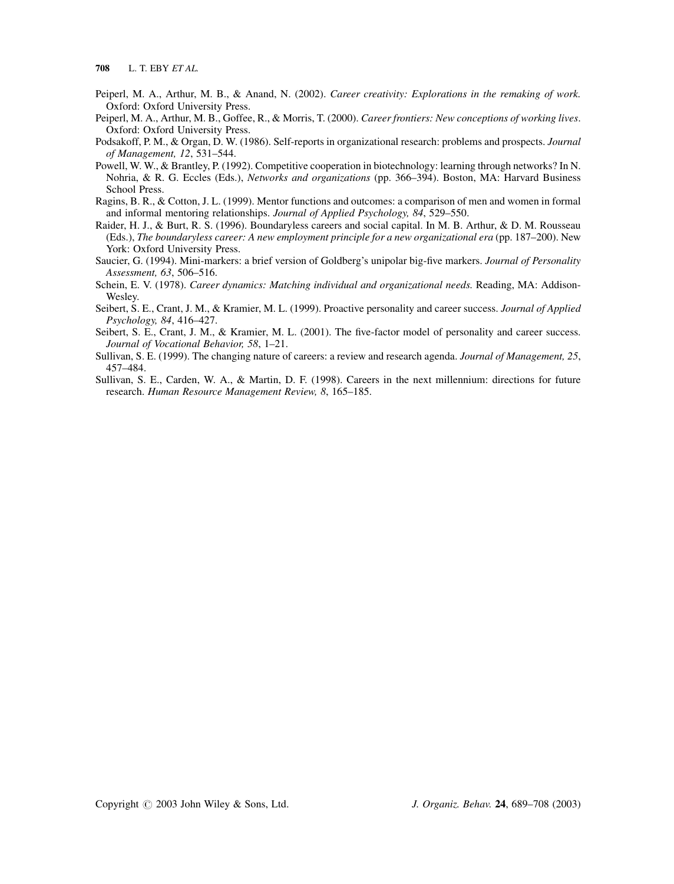Peiperl, M. A., Arthur, M. B., & Anand, N. (2002). *Career creativity: Explorations in the remaking of work.* Oxford: Oxford University Press.

Peiperl, M. A., Arthur, M. B., Goffee, R., & Morris, T. (2000). *Career frontiers: New conceptions of working lives*. Oxford: Oxford University Press.

Podsakoff, P. M., & Organ, D. W. (1986). Self-reports in organizational research: problems and prospects. *Journal of Management, 12*, 531–544.

Powell, W. W., & Brantley, P. (1992). Competitive cooperation in biotechnology: learning through networks? In N. Nohria, & R. G. Eccles (Eds.), *Networks and organizations* (pp. 366–394). Boston, MA: Harvard Business School Press.

Ragins, B. R., & Cotton, J. L. (1999). Mentor functions and outcomes: a comparison of men and women in formal and informal mentoring relationships. *Journal of Applied Psychology, 84*, 529–550.

Raider, H. J., & Burt, R. S. (1996). Boundaryless careers and social capital. In M. B. Arthur, & D. M. Rousseau (Eds.), *The boundaryless career: A new employment principle for a new organizational era* (pp. 187–200). New York: Oxford University Press.

Saucier, G. (1994). Mini-markers: a brief version of Goldberg's unipolar big-five markers. *Journal of Personality Assessment, 63*, 506–516.

Schein, E. V. (1978). *Career dynamics: Matching individual and organizational needs.* Reading, MA: Addison-Wesley.

Seibert, S. E., Crant, J. M., & Kramier, M. L. (1999). Proactive personality and career success. *Journal of Applied Psychology, 84*, 416–427.

Seibert, S. E., Crant, J. M., & Kramier, M. L. (2001). The five-factor model of personality and career success. *Journal of Vocational Behavior, 58*, 1–21.

Sullivan, S. E. (1999). The changing nature of careers: a review and research agenda. *Journal of Management, 25*, 457–484.

Sullivan, S. E., Carden, W. A., & Martin, D. F. (1998). Careers in the next millennium: directions for future research. *Human Resource Management Review, 8*, 165–185.